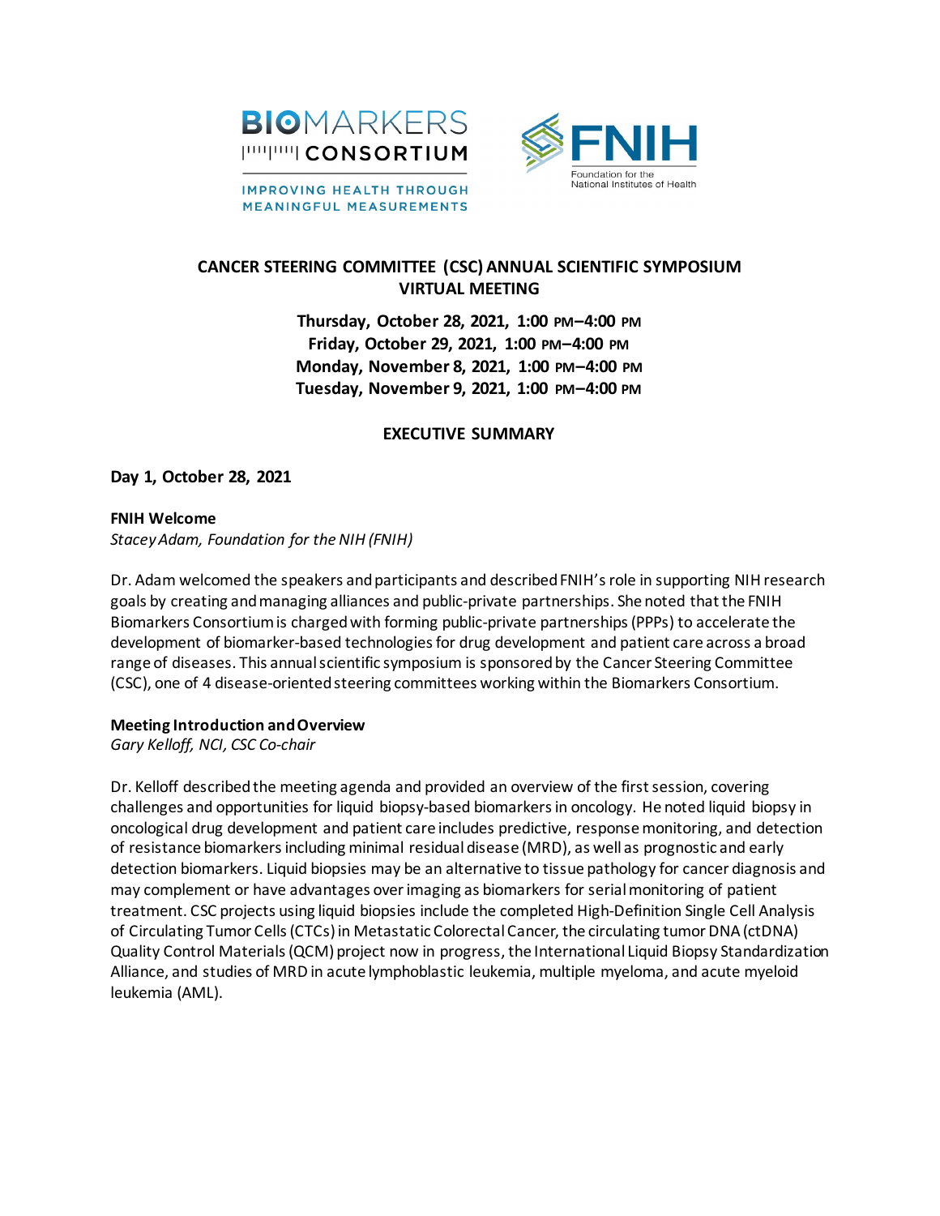BIOMARKERS CONSORTIUM

IMPROVING HEALTH THROUGH MEANINGFUL MEASUREMENTS

FNIH Foundation for the National Institutes of Health

# CANCER STEERING COMMITTEE (CSC) ANNUAL SCIENTIFIC SYMPOSIUM VIRTUAL MEETING

**Thursday, October 28, 2021, 1:00 PM–4:00 PM**
**Friday, October 29, 2021, 1:00 PM–4:00 PM**
**Monday, November 8, 2021, 1:00 PM–4:00 PM**
**Tuesday, November 9, 2021, 1:00 PM–4:00 PM**

## EXECUTIVE SUMMARY

### Day 1, October 28, 2021

**FNIH Welcome**
*Stacey Adam, Foundation for the NIH (FNIH)*

Dr. Adam welcomed the speakers and participants and described FNIH's role in supporting NIH research goals by creating and managing alliances and public-private partnerships. She noted that the FNIH Biomarkers Consortium is charged with forming public-private partnerships (PPPs) to accelerate the development of biomarker-based technologies for drug development and patient care across a broad range of diseases. This annual scientific symposium is sponsored by the Cancer Steering Committee (CSC), one of 4 disease-oriented steering committees working within the Biomarkers Consortium.

**Meeting Introduction and Overview**
*Gary Kelloff, NCI, CSC Co-chair*

Dr. Kelloff described the meeting agenda and provided an overview of the first session, covering challenges and opportunities for liquid biopsy-based biomarkers in oncology. He noted liquid biopsy in oncological drug development and patient care includes predictive, response monitoring, and detection of resistance biomarkers including minimal residual disease (MRD), as well as prognostic and early detection biomarkers. Liquid biopsies may be an alternative to tissue pathology for cancer diagnosis and may complement or have advantages over imaging as biomarkers for serial monitoring of patient treatment. CSC projects using liquid biopsies include the completed High-Definition Single Cell Analysis of Circulating Tumor Cells (CTCs) in Metastatic Colorectal Cancer, the circulating tumor DNA (ctDNA) Quality Control Materials (QCM) project now in progress, the International Liquid Biopsy Standardization Alliance, and studies of MRD in acute lymphoblastic leukemia, multiple myeloma, and acute myeloid leukemia (AML).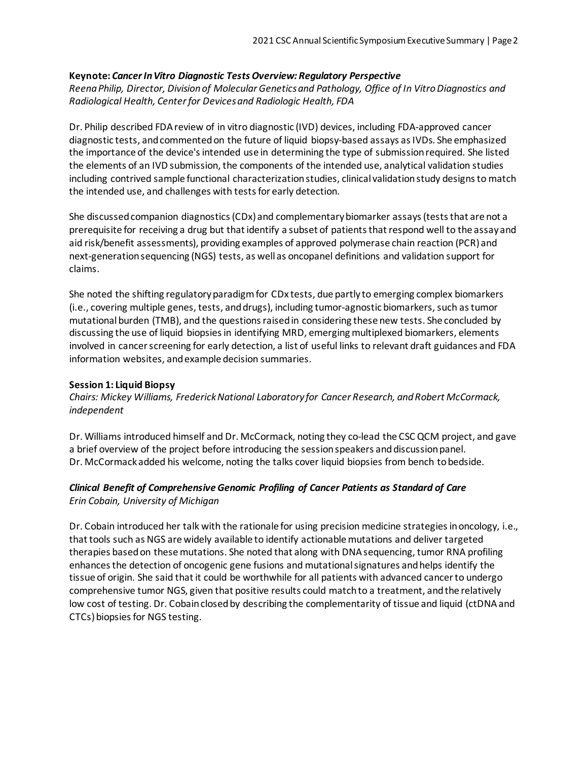**Keynote:** ***Cancer In Vitro Diagnostic Tests Overview: Regulatory Perspective***

*Reena Philip, Director, Division of Molecular Genetics and Pathology, Office of In Vitro Diagnostics and Radiological Health, Center for Devices and Radiologic Health, FDA*

Dr. Philip described FDA review of in vitro diagnostic (IVD) devices, including FDA-approved cancer diagnostic tests, and commented on the future of liquid biopsy-based assays as IVDs. She emphasized the importance of the device's intended use in determining the type of submission required. She listed the elements of an IVD submission, the components of the intended use, analytical validation studies including contrived sample functional characterization studies, clinical validation study designs to match the intended use, and challenges with tests for early detection.

She discussed companion diagnostics (CDx) and complementary biomarker assays (tests that are not a prerequisite for receiving a drug but that identify a subset of patients that respond well to the assay and aid risk/benefit assessments), providing examples of approved polymerase chain reaction (PCR) and next-generation sequencing (NGS) tests, as well as oncopanel definitions and validation support for claims.

She noted the shifting regulatory paradigm for CDx tests, due partly to emerging complex biomarkers (i.e., covering multiple genes, tests, and drugs), including tumor-agnostic biomarkers, such as tumor mutational burden (TMB), and the questions raised in considering these new tests. She concluded by discussing the use of liquid biopsies in identifying MRD, emerging multiplexed biomarkers, elements involved in cancer screening for early detection, a list of useful links to relevant draft guidances and FDA information websites, and example decision summaries.

**Session 1: Liquid Biopsy**

*Chairs: Mickey Williams, Frederick National Laboratory for Cancer Research, and Robert McCormack, independent*

Dr. Williams introduced himself and Dr. McCormack, noting they co-lead the CSC QCM project, and gave a brief overview of the project before introducing the session speakers and discussion panel. Dr. McCormack added his welcome, noting the talks cover liquid biopsies from bench to bedside.

***Clinical Benefit of Comprehensive Genomic Profiling of Cancer Patients as Standard of Care***

*Erin Cobain, University of Michigan*

Dr. Cobain introduced her talk with the rationale for using precision medicine strategies in oncology, i.e., that tools such as NGS are widely available to identify actionable mutations and deliver targeted therapies based on these mutations. She noted that along with DNA sequencing, tumor RNA profiling enhances the detection of oncogenic gene fusions and mutational signatures and helps identify the tissue of origin. She said that it could be worthwhile for all patients with advanced cancer to undergo comprehensive tumor NGS, given that positive results could match to a treatment, and the relatively low cost of testing. Dr. Cobain closed by describing the complementarity of tissue and liquid (ctDNA and CTCs) biopsies for NGS testing.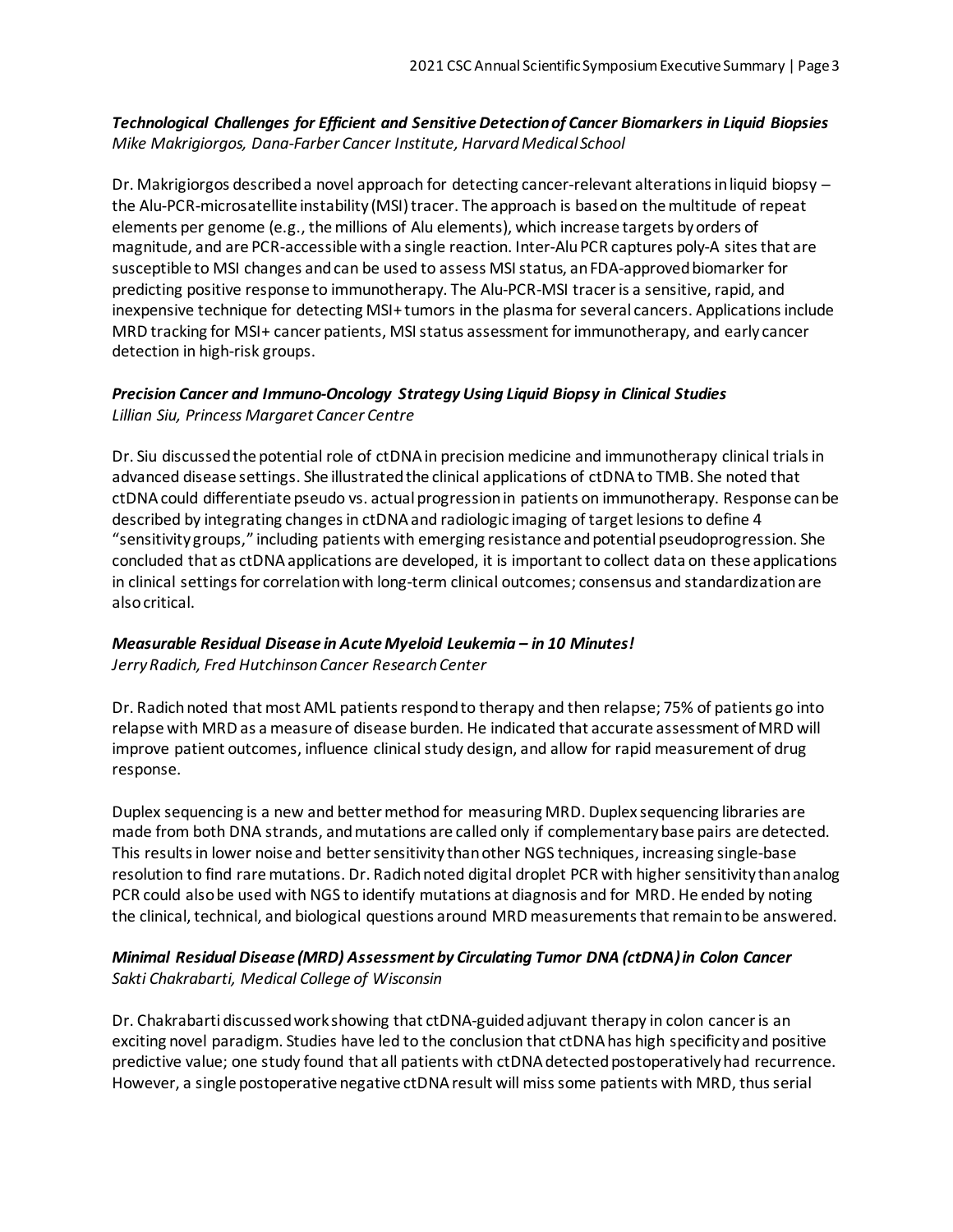***Technological Challenges for Efficient and Sensitive Detection of Cancer Biomarkers in Liquid Biopsies***
*Mike Makrigiorgos, Dana-Farber Cancer Institute, Harvard Medical School*

Dr. Makrigiorgos described a novel approach for detecting cancer-relevant alterations in liquid biopsy – the Alu-PCR-microsatellite instability (MSI) tracer. The approach is based on the multitude of repeat elements per genome (e.g., the millions of Alu elements), which increase targets by orders of magnitude, and are PCR-accessible with a single reaction. Inter-Alu PCR captures poly-A sites that are susceptible to MSI changes and can be used to assess MSI status, an FDA-approved biomarker for predicting positive response to immunotherapy. The Alu-PCR-MSI tracer is a sensitive, rapid, and inexpensive technique for detecting MSI+ tumors in the plasma for several cancers. Applications include MRD tracking for MSI+ cancer patients, MSI status assessment for immunotherapy, and early cancer detection in high-risk groups.

***Precision Cancer and Immuno-Oncology Strategy Using Liquid Biopsy in Clinical Studies***
*Lillian Siu, Princess Margaret Cancer Centre*

Dr. Siu discussed the potential role of ctDNA in precision medicine and immunotherapy clinical trials in advanced disease settings. She illustrated the clinical applications of ctDNA to TMB. She noted that ctDNA could differentiate pseudo vs. actual progression in patients on immunotherapy. Response can be described by integrating changes in ctDNA and radiologic imaging of target lesions to define 4 "sensitivity groups," including patients with emerging resistance and potential pseudoprogression. She concluded that as ctDNA applications are developed, it is important to collect data on these applications in clinical settings for correlation with long-term clinical outcomes; consensus and standardization are also critical.

***Measurable Residual Disease in Acute Myeloid Leukemia – in 10 Minutes!***
*Jerry Radich, Fred Hutchinson Cancer Research Center*

Dr. Radich noted that most AML patients respond to therapy and then relapse; 75% of patients go into relapse with MRD as a measure of disease burden. He indicated that accurate assessment of MRD will improve patient outcomes, influence clinical study design, and allow for rapid measurement of drug response.

Duplex sequencing is a new and better method for measuring MRD. Duplex sequencing libraries are made from both DNA strands, and mutations are called only if complementary base pairs are detected. This results in lower noise and better sensitivity than other NGS techniques, increasing single-base resolution to find rare mutations. Dr. Radich noted digital droplet PCR with higher sensitivity than analog PCR could also be used with NGS to identify mutations at diagnosis and for MRD. He ended by noting the clinical, technical, and biological questions around MRD measurements that remain to be answered.

***Minimal Residual Disease (MRD) Assessment by Circulating Tumor DNA (ctDNA) in Colon Cancer***
*Sakti Chakrabarti, Medical College of Wisconsin*

Dr. Chakrabarti discussed work showing that ctDNA-guided adjuvant therapy in colon cancer is an exciting novel paradigm. Studies have led to the conclusion that ctDNA has high specificity and positive predictive value; one study found that all patients with ctDNA detected postoperatively had recurrence. However, a single postoperative negative ctDNA result will miss some patients with MRD, thus serial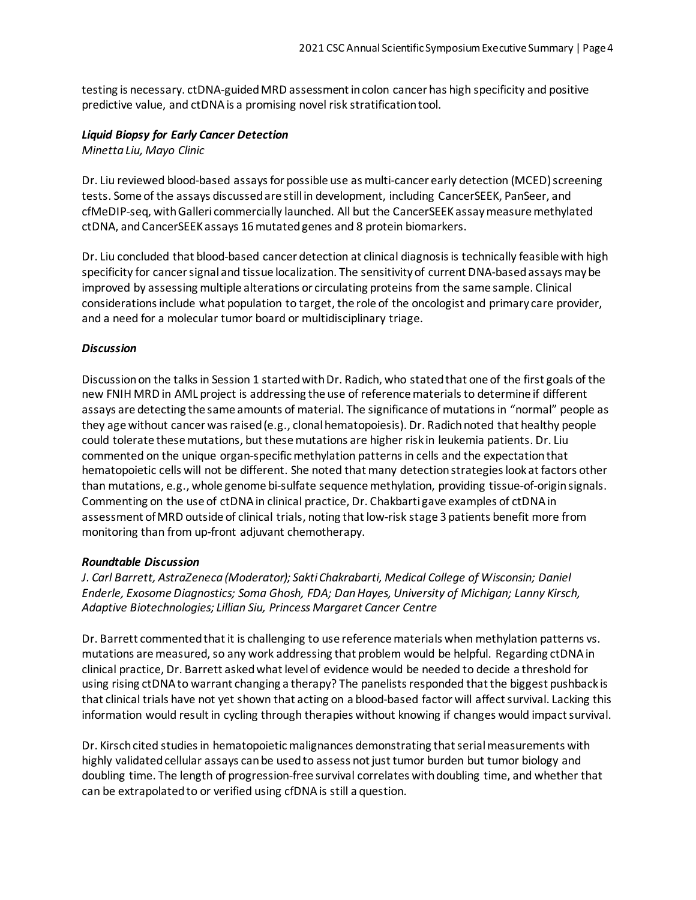testing is necessary. ctDNA-guided MRD assessment in colon cancer has high specificity and positive predictive value, and ctDNA is a promising novel risk stratification tool.

### *Liquid Biopsy for Early Cancer Detection*

*Minetta Liu, Mayo Clinic*

Dr. Liu reviewed blood-based assays for possible use as multi-cancer early detection (MCED) screening tests. Some of the assays discussed are still in development, including CancerSEEK, PanSeer, and cfMeDIP-seq, with Galleri commercially launched. All but the CancerSEEK assay measure methylated ctDNA, and CancerSEEK assays 16 mutated genes and 8 protein biomarkers.

Dr. Liu concluded that blood-based cancer detection at clinical diagnosis is technically feasible with high specificity for cancer signal and tissue localization. The sensitivity of current DNA-based assays may be improved by assessing multiple alterations or circulating proteins from the same sample. Clinical considerations include what population to target, the role of the oncologist and primary care provider, and a need for a molecular tumor board or multidisciplinary triage.

### *Discussion*

Discussion on the talks in Session 1 started with Dr. Radich, who stated that one of the first goals of the new FNIH MRD in AML project is addressing the use of reference materials to determine if different assays are detecting the same amounts of material. The significance of mutations in "normal" people as they age without cancer was raised (e.g., clonal hematopoiesis). Dr. Radich noted that healthy people could tolerate these mutations, but these mutations are higher risk in leukemia patients. Dr. Liu commented on the unique organ-specific methylation patterns in cells and the expectation that hematopoietic cells will not be different. She noted that many detection strategies look at factors other than mutations, e.g., whole genome bi-sulfate sequence methylation, providing tissue-of-origin signals. Commenting on the use of ctDNA in clinical practice, Dr. Chakbarti gave examples of ctDNA in assessment of MRD outside of clinical trials, noting that low-risk stage 3 patients benefit more from monitoring than from up-front adjuvant chemotherapy.

### *Roundtable Discussion*

*J. Carl Barrett, AstraZeneca (Moderator); Sakti Chakrabarti, Medical College of Wisconsin; Daniel Enderle, Exosome Diagnostics; Soma Ghosh, FDA; Dan Hayes, University of Michigan; Lanny Kirsch, Adaptive Biotechnologies; Lillian Siu, Princess Margaret Cancer Centre*

Dr. Barrett commented that it is challenging to use reference materials when methylation patterns vs. mutations are measured, so any work addressing that problem would be helpful. Regarding ctDNA in clinical practice, Dr. Barrett asked what level of evidence would be needed to decide a threshold for using rising ctDNA to warrant changing a therapy? The panelists responded that the biggest pushback is that clinical trials have not yet shown that acting on a blood-based factor will affect survival. Lacking this information would result in cycling through therapies without knowing if changes would impact survival.

Dr. Kirsch cited studies in hematopoietic malignances demonstrating that serial measurements with highly validated cellular assays can be used to assess not just tumor burden but tumor biology and doubling time. The length of progression-free survival correlates with doubling time, and whether that can be extrapolated to or verified using cfDNA is still a question.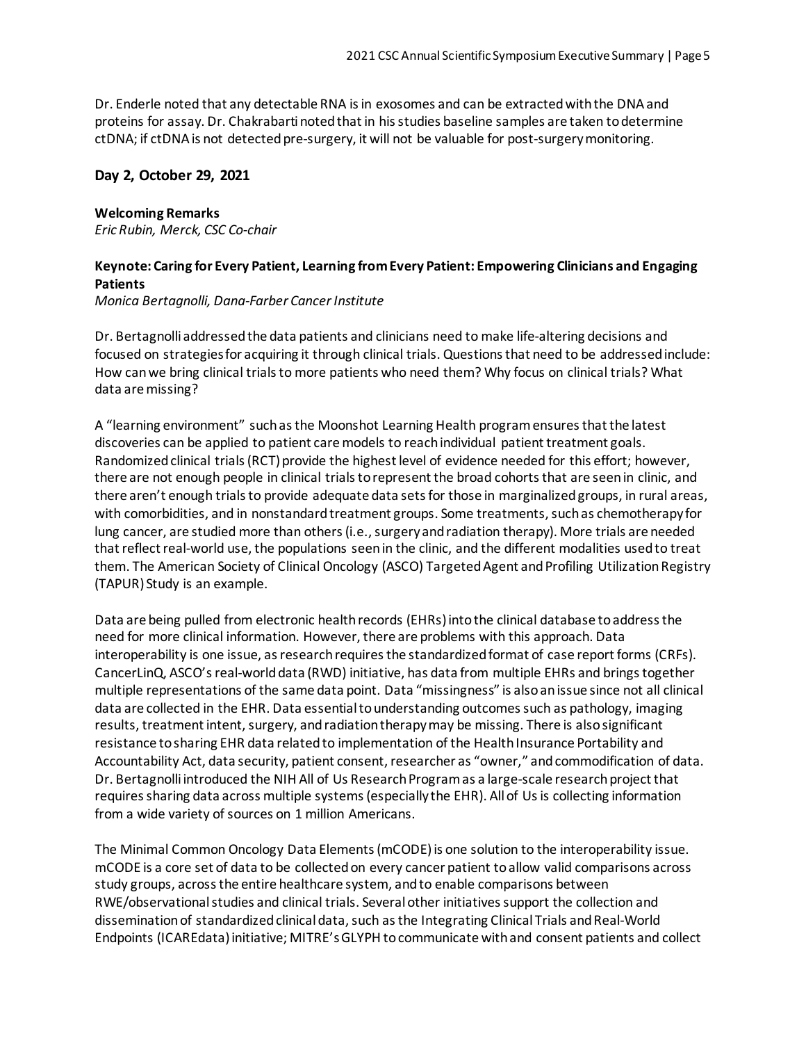Dr. Enderle noted that any detectable RNA is in exosomes and can be extracted with the DNA and proteins for assay. Dr. Chakrabarti noted that in his studies baseline samples are taken to determine ctDNA; if ctDNA is not detected pre-surgery, it will not be valuable for post-surgery monitoring.

## Day 2, October 29, 2021

**Welcoming Remarks**
*Eric Rubin, Merck, CSC Co-chair*

**Keynote: Caring for Every Patient, Learning from Every Patient: Empowering Clinicians and Engaging Patients**
*Monica Bertagnolli, Dana-Farber Cancer Institute*

Dr. Bertagnolli addressed the data patients and clinicians need to make life-altering decisions and focused on strategies for acquiring it through clinical trials. Questions that need to be addressed include: How can we bring clinical trials to more patients who need them? Why focus on clinical trials? What data are missing?

A "learning environment" such as the Moonshot Learning Health program ensures that the latest discoveries can be applied to patient care models to reach individual patient treatment goals. Randomized clinical trials (RCT) provide the highest level of evidence needed for this effort; however, there are not enough people in clinical trials to represent the broad cohorts that are seen in clinic, and there aren't enough trials to provide adequate data sets for those in marginalized groups, in rural areas, with comorbidities, and in nonstandard treatment groups. Some treatments, such as chemotherapy for lung cancer, are studied more than others (i.e., surgery and radiation therapy). More trials are needed that reflect real-world use, the populations seen in the clinic, and the different modalities used to treat them. The American Society of Clinical Oncology (ASCO) Targeted Agent and Profiling Utilization Registry (TAPUR) Study is an example.

Data are being pulled from electronic health records (EHRs) into the clinical database to address the need for more clinical information. However, there are problems with this approach. Data interoperability is one issue, as research requires the standardized format of case report forms (CRFs). CancerLinQ, ASCO's real-world data (RWD) initiative, has data from multiple EHRs and brings together multiple representations of the same data point. Data "missingness" is also an issue since not all clinical data are collected in the EHR. Data essential to understanding outcomes such as pathology, imaging results, treatment intent, surgery, and radiation therapy may be missing. There is also significant resistance to sharing EHR data related to implementation of the Health Insurance Portability and Accountability Act, data security, patient consent, researcher as "owner," and commodification of data. Dr. Bertagnolli introduced the NIH All of Us Research Program as a large-scale research project that requires sharing data across multiple systems (especially the EHR). All of Us is collecting information from a wide variety of sources on 1 million Americans.

The Minimal Common Oncology Data Elements (mCODE) is one solution to the interoperability issue. mCODE is a core set of data to be collected on every cancer patient to allow valid comparisons across study groups, across the entire healthcare system, and to enable comparisons between RWE/observational studies and clinical trials. Several other initiatives support the collection and dissemination of standardized clinical data, such as the Integrating Clinical Trials and Real-World Endpoints (ICAREdata) initiative; MITRE's GLYPH to communicate with and consent patients and collect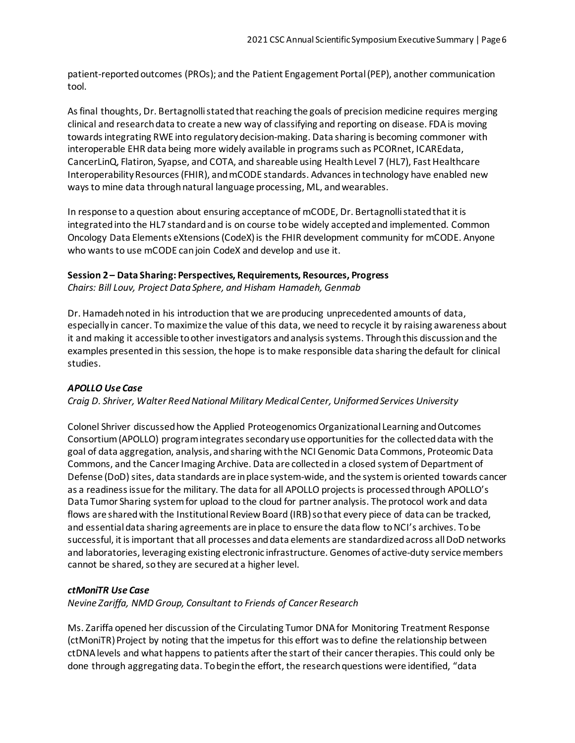patient-reported outcomes (PROs); and the Patient Engagement Portal (PEP), another communication tool.

As final thoughts, Dr. Bertagnolli stated that reaching the goals of precision medicine requires merging clinical and research data to create a new way of classifying and reporting on disease. FDA is moving towards integrating RWE into regulatory decision-making. Data sharing is becoming commoner with interoperable EHR data being more widely available in programs such as PCORnet, ICAREdata, CancerLinQ, Flatiron, Syapse, and COTA, and shareable using Health Level 7 (HL7), Fast Healthcare Interoperability Resources (FHIR), and mCODE standards. Advances in technology have enabled new ways to mine data through natural language processing, ML, and wearables.

In response to a question about ensuring acceptance of mCODE, Dr. Bertagnolli stated that it is integrated into the HL7 standard and is on course to be widely accepted and implemented. Common Oncology Data Elements eXtensions (CodeX) is the FHIR development community for mCODE. Anyone who wants to use mCODE can join CodeX and develop and use it.

**Session 2 – Data Sharing: Perspectives, Requirements, Resources, Progress**
*Chairs: Bill Louv, Project Data Sphere, and Hisham Hamadeh, Genmab*

Dr. Hamadeh noted in his introduction that we are producing unprecedented amounts of data, especially in cancer. To maximize the value of this data, we need to recycle it by raising awareness about it and making it accessible to other investigators and analysis systems. Through this discussion and the examples presented in this session, the hope is to make responsible data sharing the default for clinical studies.

***APOLLO Use Case***
*Craig D. Shriver, Walter Reed National Military Medical Center, Uniformed Services University*

Colonel Shriver discussed how the Applied Proteogenomics Organizational Learning and Outcomes Consortium (APOLLO) program integrates secondary use opportunities for the collected data with the goal of data aggregation, analysis, and sharing with the NCI Genomic Data Commons, Proteomic Data Commons, and the Cancer Imaging Archive. Data are collected in a closed system of Department of Defense (DoD) sites, data standards are in place system-wide, and the system is oriented towards cancer as a readiness issue for the military. The data for all APOLLO projects is processed through APOLLO's Data Tumor Sharing system for upload to the cloud for partner analysis. The protocol work and data flows are shared with the Institutional Review Board (IRB) so that every piece of data can be tracked, and essential data sharing agreements are in place to ensure the data flow to NCI's archives. To be successful, it is important that all processes and data elements are standardized across all DoD networks and laboratories, leveraging existing electronic infrastructure. Genomes of active-duty service members cannot be shared, so they are secured at a higher level.

***ctMoniTR Use Case***
*Nevine Zariffa, NMD Group, Consultant to Friends of Cancer Research*

Ms. Zariffa opened her discussion of the Circulating Tumor DNA for Monitoring Treatment Response (ctMoniTR) Project by noting that the impetus for this effort was to define the relationship between ctDNA levels and what happens to patients after the start of their cancer therapies. This could only be done through aggregating data. To begin the effort, the research questions were identified, "data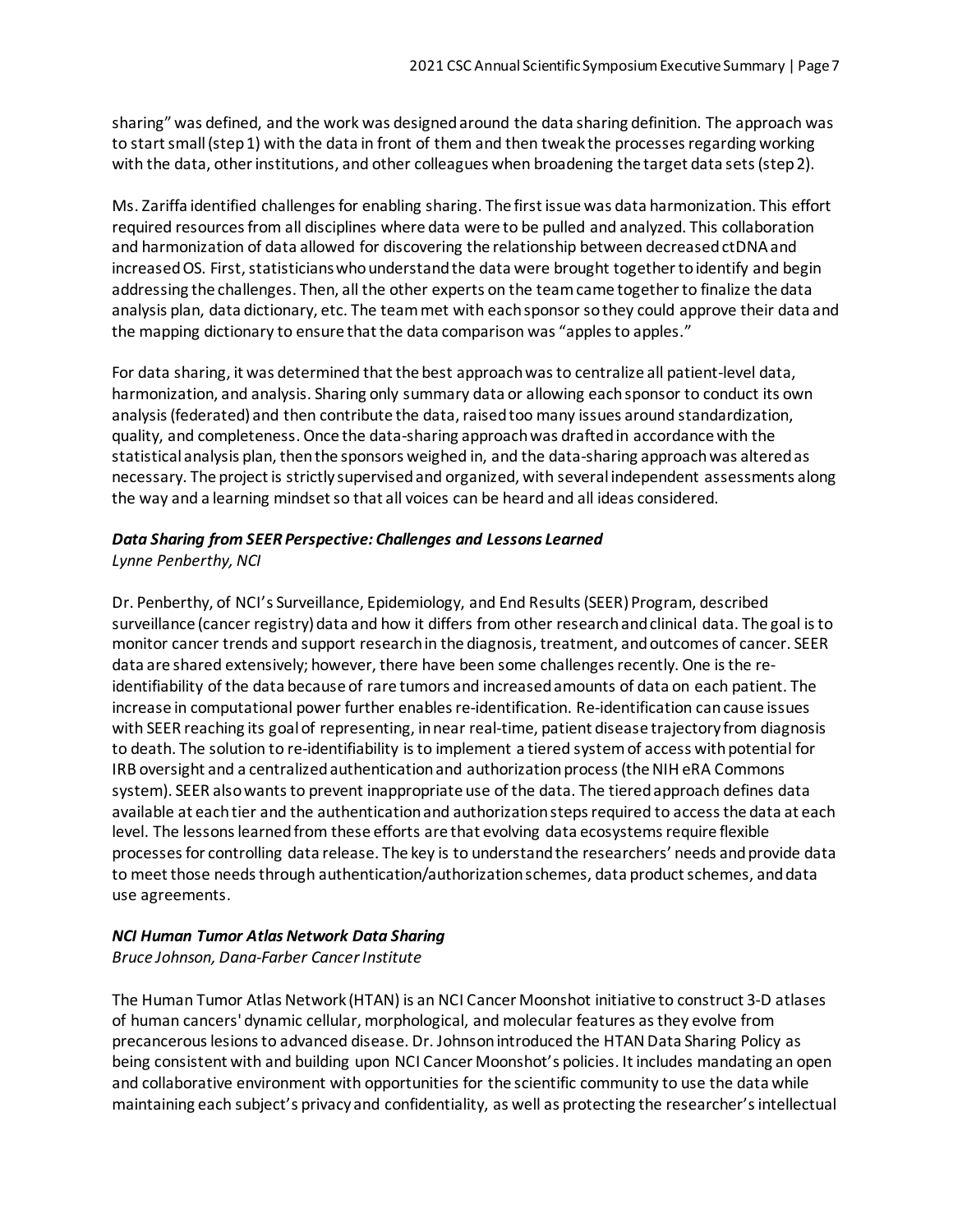sharing" was defined, and the work was designed around the data sharing definition. The approach was to start small (step 1) with the data in front of them and then tweak the processes regarding working with the data, other institutions, and other colleagues when broadening the target data sets (step 2).

Ms. Zariffa identified challenges for enabling sharing. The first issue was data harmonization. This effort required resources from all disciplines where data were to be pulled and analyzed. This collaboration and harmonization of data allowed for discovering the relationship between decreased ctDNA and increased OS. First, statisticians who understand the data were brought together to identify and begin addressing the challenges. Then, all the other experts on the team came together to finalize the data analysis plan, data dictionary, etc. The team met with each sponsor so they could approve their data and the mapping dictionary to ensure that the data comparison was "apples to apples."

For data sharing, it was determined that the best approach was to centralize all patient-level data, harmonization, and analysis. Sharing only summary data or allowing each sponsor to conduct its own analysis (federated) and then contribute the data, raised too many issues around standardization, quality, and completeness. Once the data-sharing approach was drafted in accordance with the statistical analysis plan, then the sponsors weighed in, and the data-sharing approach was altered as necessary. The project is strictly supervised and organized, with several independent assessments along the way and a learning mindset so that all voices can be heard and all ideas considered.

### *Data Sharing from SEER Perspective: Challenges and Lessons Learned*

*Lynne Penberthy, NCI*

Dr. Penberthy, of NCI's Surveillance, Epidemiology, and End Results (SEER) Program, described surveillance (cancer registry) data and how it differs from other research and clinical data. The goal is to monitor cancer trends and support research in the diagnosis, treatment, and outcomes of cancer. SEER data are shared extensively; however, there have been some challenges recently. One is the re-identifiability of the data because of rare tumors and increased amounts of data on each patient. The increase in computational power further enables re-identification. Re-identification can cause issues with SEER reaching its goal of representing, in near real-time, patient disease trajectory from diagnosis to death. The solution to re-identifiability is to implement a tiered system of access with potential for IRB oversight and a centralized authentication and authorization process (the NIH eRA Commons system). SEER also wants to prevent inappropriate use of the data. The tiered approach defines data available at each tier and the authentication and authorization steps required to access the data at each level. The lessons learned from these efforts are that evolving data ecosystems require flexible processes for controlling data release. The key is to understand the researchers' needs and provide data to meet those needs through authentication/authorization schemes, data product schemes, and data use agreements.

### *NCI Human Tumor Atlas Network Data Sharing*

*Bruce Johnson, Dana-Farber Cancer Institute*

The Human Tumor Atlas Network (HTAN) is an NCI Cancer Moonshot initiative to construct 3-D atlases of human cancers' dynamic cellular, morphological, and molecular features as they evolve from precancerous lesions to advanced disease. Dr. Johnson introduced the HTAN Data Sharing Policy as being consistent with and building upon NCI Cancer Moonshot's policies. It includes mandating an open and collaborative environment with opportunities for the scientific community to use the data while maintaining each subject's privacy and confidentiality, as well as protecting the researcher's intellectual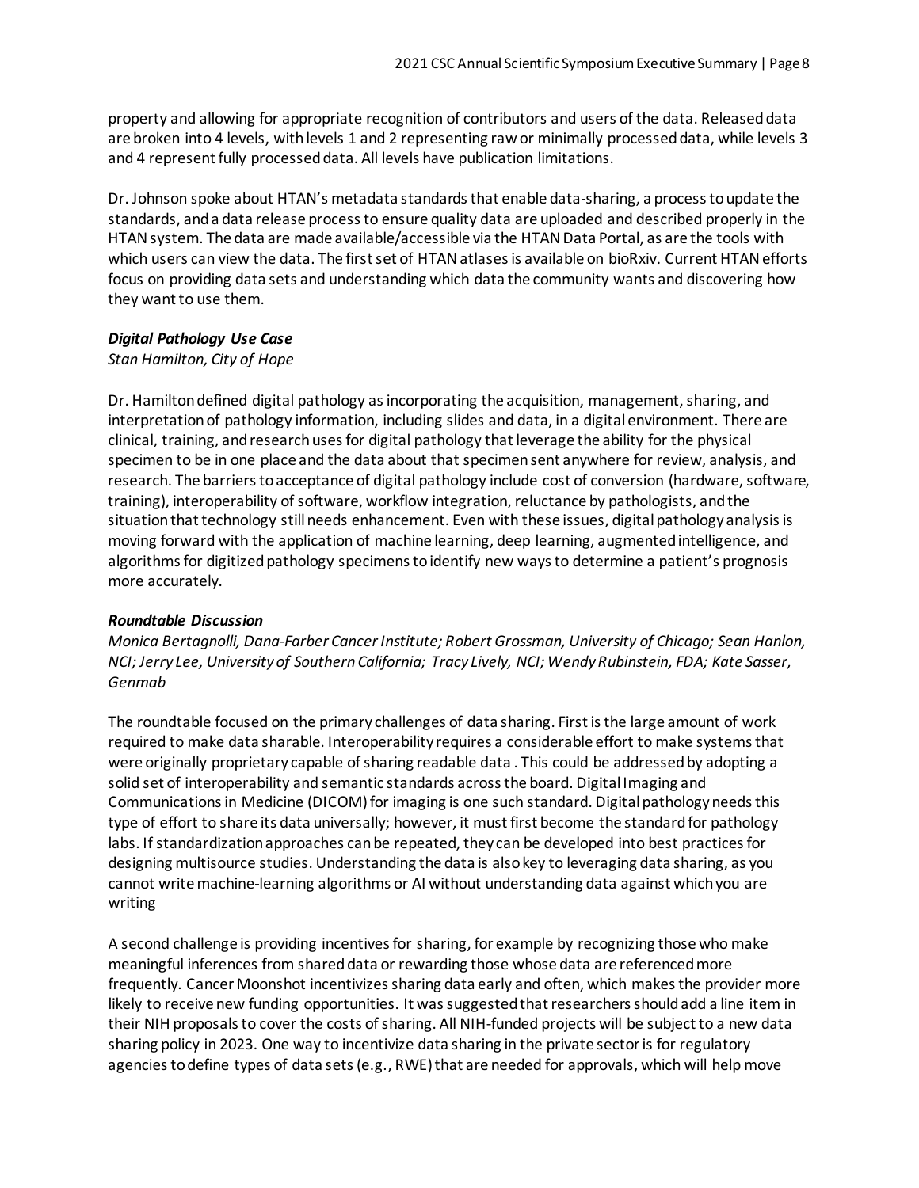property and allowing for appropriate recognition of contributors and users of the data. Released data are broken into 4 levels, with levels 1 and 2 representing raw or minimally processed data, while levels 3 and 4 represent fully processed data. All levels have publication limitations.

Dr. Johnson spoke about HTAN's metadata standards that enable data-sharing, a process to update the standards, and a data release process to ensure quality data are uploaded and described properly in the HTAN system. The data are made available/accessible via the HTAN Data Portal, as are the tools with which users can view the data. The first set of HTAN atlases is available on bioRxiv. Current HTAN efforts focus on providing data sets and understanding which data the community wants and discovering how they want to use them.

***Digital Pathology Use Case***

*Stan Hamilton, City of Hope*

Dr. Hamilton defined digital pathology as incorporating the acquisition, management, sharing, and interpretation of pathology information, including slides and data, in a digital environment. There are clinical, training, and research uses for digital pathology that leverage the ability for the physical specimen to be in one place and the data about that specimen sent anywhere for review, analysis, and research. The barriers to acceptance of digital pathology include cost of conversion (hardware, software, training), interoperability of software, workflow integration, reluctance by pathologists, and the situation that technology still needs enhancement. Even with these issues, digital pathology analysis is moving forward with the application of machine learning, deep learning, augmented intelligence, and algorithms for digitized pathology specimens to identify new ways to determine a patient's prognosis more accurately.

***Roundtable Discussion***

*Monica Bertagnolli, Dana-Farber Cancer Institute; Robert Grossman, University of Chicago; Sean Hanlon, NCI; Jerry Lee, University of Southern California; Tracy Lively, NCI; Wendy Rubinstein, FDA; Kate Sasser, Genmab*

The roundtable focused on the primary challenges of data sharing. First is the large amount of work required to make data sharable. Interoperability requires a considerable effort to make systems that were originally proprietary capable of sharing readable data . This could be addressed by adopting a solid set of interoperability and semantic standards across the board. Digital Imaging and Communications in Medicine (DICOM) for imaging is one such standard. Digital pathology needs this type of effort to share its data universally; however, it must first become the standard for pathology labs. If standardization approaches can be repeated, they can be developed into best practices for designing multisource studies. Understanding the data is also key to leveraging data sharing, as you cannot write machine-learning algorithms or AI without understanding data against which you are writing

A second challenge is providing incentives for sharing, for example by recognizing those who make meaningful inferences from shared data or rewarding those whose data are referenced more frequently. Cancer Moonshot incentivizes sharing data early and often, which makes the provider more likely to receive new funding opportunities. It was suggested that researchers should add a line item in their NIH proposals to cover the costs of sharing. All NIH-funded projects will be subject to a new data sharing policy in 2023. One way to incentivize data sharing in the private sector is for regulatory agencies to define types of data sets (e.g., RWE) that are needed for approvals, which will help move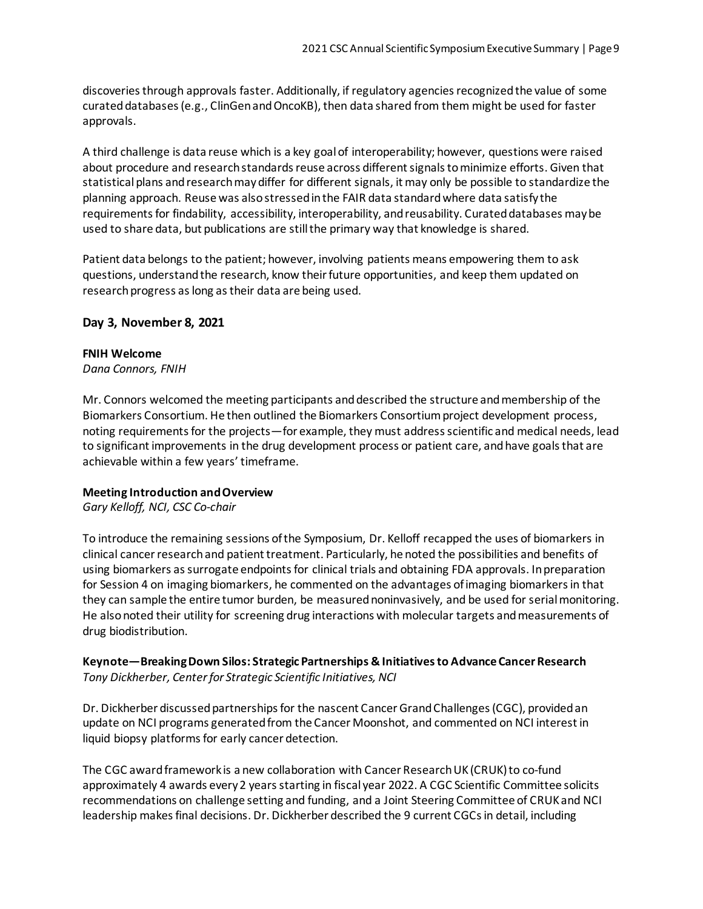discoveries through approvals faster. Additionally, if regulatory agencies recognized the value of some curated databases (e.g., ClinGen and OncoKB), then data shared from them might be used for faster approvals.

A third challenge is data reuse which is a key goal of interoperability; however, questions were raised about procedure and research standards reuse across different signals to minimize efforts. Given that statistical plans and research may differ for different signals, it may only be possible to standardize the planning approach. Reuse was also stressed in the FAIR data standard where data satisfy the requirements for findability, accessibility, interoperability, and reusability. Curated databases may be used to share data, but publications are still the primary way that knowledge is shared.

Patient data belongs to the patient; however, involving patients means empowering them to ask questions, understand the research, know their future opportunities, and keep them updated on research progress as long as their data are being used.

## Day 3, November 8, 2021

**FNIH Welcome**
*Dana Connors, FNIH*

Mr. Connors welcomed the meeting participants and described the structure and membership of the Biomarkers Consortium. He then outlined the Biomarkers Consortium project development process, noting requirements for the projects—for example, they must address scientific and medical needs, lead to significant improvements in the drug development process or patient care, and have goals that are achievable within a few years' timeframe.

**Meeting Introduction and Overview**
*Gary Kelloff, NCI, CSC Co-chair*

To introduce the remaining sessions of the Symposium, Dr. Kelloff recapped the uses of biomarkers in clinical cancer research and patient treatment. Particularly, he noted the possibilities and benefits of using biomarkers as surrogate endpoints for clinical trials and obtaining FDA approvals. In preparation for Session 4 on imaging biomarkers, he commented on the advantages of imaging biomarkers in that they can sample the entire tumor burden, be measured noninvasively, and be used for serial monitoring. He also noted their utility for screening drug interactions with molecular targets and measurements of drug biodistribution.

**Keynote—Breaking Down Silos: Strategic Partnerships & Initiatives to Advance Cancer Research**
*Tony Dickherber, Center for Strategic Scientific Initiatives, NCI*

Dr. Dickherber discussed partnerships for the nascent Cancer Grand Challenges (CGC), provided an update on NCI programs generated from the Cancer Moonshot, and commented on NCI interest in liquid biopsy platforms for early cancer detection.

The CGC award framework is a new collaboration with Cancer Research UK (CRUK) to co-fund approximately 4 awards every 2 years starting in fiscal year 2022. A CGC Scientific Committee solicits recommendations on challenge setting and funding, and a Joint Steering Committee of CRUK and NCI leadership makes final decisions. Dr. Dickherber described the 9 current CGCs in detail, including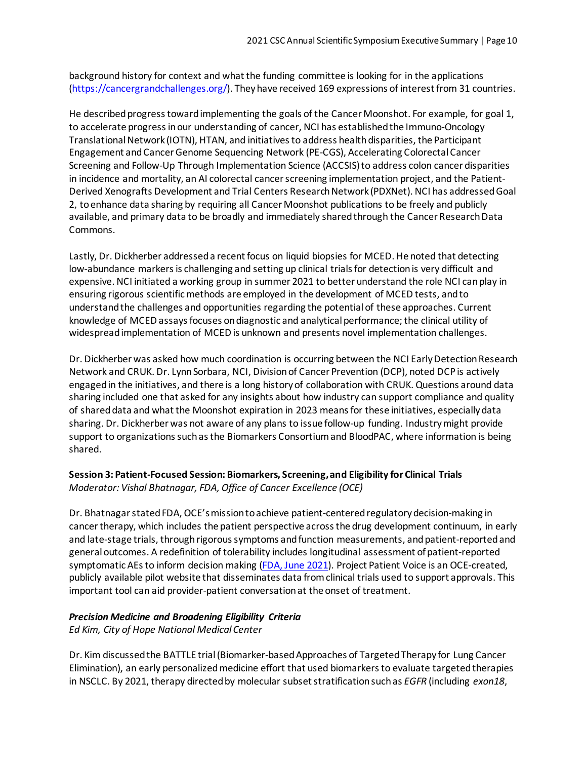background history for context and what the funding committee is looking for in the applications (https://cancergrandchallenges.org/). They have received 169 expressions of interest from 31 countries.

He described progress toward implementing the goals of the Cancer Moonshot. For example, for goal 1, to accelerate progress in our understanding of cancer, NCI has established the Immuno-Oncology Translational Network (IOTN), HTAN, and initiatives to address health disparities, the Participant Engagement and Cancer Genome Sequencing Network (PE-CGS), Accelerating Colorectal Cancer Screening and Follow-Up Through Implementation Science (ACCSIS) to address colon cancer disparities in incidence and mortality, an AI colorectal cancer screening implementation project, and the Patient-Derived Xenografts Development and Trial Centers Research Network (PDXNet). NCI has addressed Goal 2, to enhance data sharing by requiring all Cancer Moonshot publications to be freely and publicly available, and primary data to be broadly and immediately shared through the Cancer Research Data Commons.

Lastly, Dr. Dickherber addressed a recent focus on liquid biopsies for MCED. He noted that detecting low-abundance markers is challenging and setting up clinical trials for detection is very difficult and expensive. NCI initiated a working group in summer 2021 to better understand the role NCI can play in ensuring rigorous scientific methods are employed in the development of MCED tests, and to understand the challenges and opportunities regarding the potential of these approaches. Current knowledge of MCED assays focuses on diagnostic and analytical performance; the clinical utility of widespread implementation of MCED is unknown and presents novel implementation challenges.

Dr. Dickherber was asked how much coordination is occurring between the NCI Early Detection Research Network and CRUK. Dr. Lynn Sorbara, NCI, Division of Cancer Prevention (DCP), noted DCP is actively engaged in the initiatives, and there is a long history of collaboration with CRUK. Questions around data sharing included one that asked for any insights about how industry can support compliance and quality of shared data and what the Moonshot expiration in 2023 means for these initiatives, especially data sharing. Dr. Dickherber was not aware of any plans to issue follow-up funding. Industry might provide support to organizations such as the Biomarkers Consortium and BloodPAC, where information is being shared.

### Session 3: Patient-Focused Session: Biomarkers, Screening, and Eligibility for Clinical Trials

*Moderator: Vishal Bhatnagar, FDA, Office of Cancer Excellence (OCE)*

Dr. Bhatnagar stated FDA, OCE's mission to achieve patient-centered regulatory decision-making in cancer therapy, which includes the patient perspective across the drug development continuum, in early and late-stage trials, through rigorous symptoms and function measurements, and patient-reported and general outcomes. A redefinition of tolerability includes longitudinal assessment of patient-reported symptomatic AEs to inform decision making (FDA, June 2021). Project Patient Voice is an OCE-created, publicly available pilot website that disseminates data from clinical trials used to support approvals. This important tool can aid provider-patient conversation at the onset of treatment.

#### *Precision Medicine and Broadening Eligibility Criteria*

*Ed Kim, City of Hope National Medical Center*

Dr. Kim discussed the BATTLE trial (Biomarker-based Approaches of Targeted Therapy for Lung Cancer Elimination), an early personalized medicine effort that used biomarkers to evaluate targeted therapies in NSCLC. By 2021, therapy directed by molecular subset stratification such as *EGFR* (including *exon18*,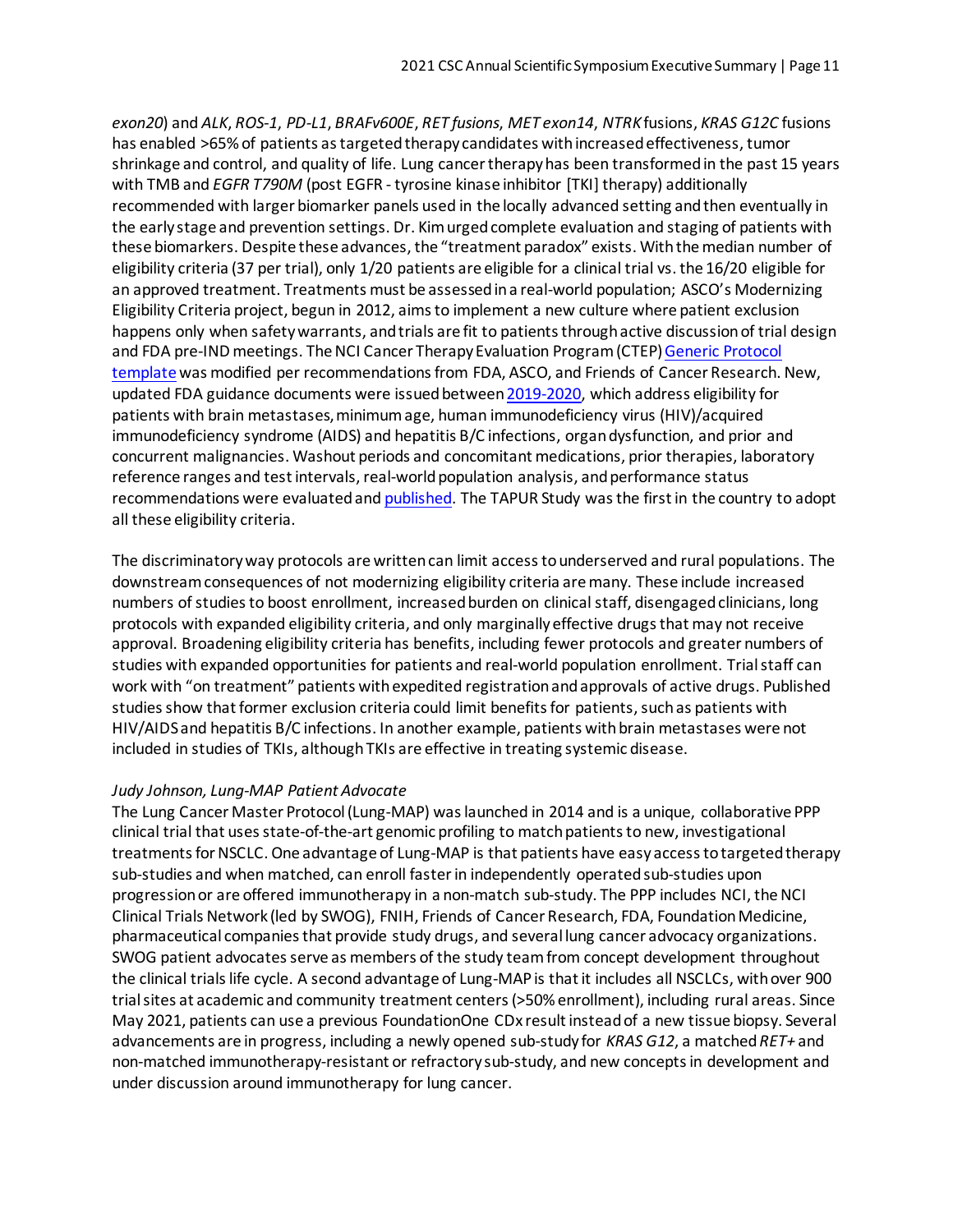*exon20*) and *ALK*, *ROS-1*, *PD-L1*, *BRAFv600E*, *RET fusions*, *MET exon14*, *NTRK* fusions, *KRAS G12C* fusions has enabled >65% of patients as targeted therapy candidates with increased effectiveness, tumor shrinkage and control, and quality of life. Lung cancer therapy has been transformed in the past 15 years with TMB and *EGFR T790M* (post EGFR - tyrosine kinase inhibitor [TKI] therapy) additionally recommended with larger biomarker panels used in the locally advanced setting and then eventually in the early stage and prevention settings. Dr. Kim urged complete evaluation and staging of patients with these biomarkers. Despite these advances, the "treatment paradox" exists. With the median number of eligibility criteria (37 per trial), only 1/20 patients are eligible for a clinical trial vs. the 16/20 eligible for an approved treatment. Treatments must be assessed in a real-world population; ASCO's Modernizing Eligibility Criteria project, begun in 2012, aims to implement a new culture where patient exclusion happens only when safety warrants, and trials are fit to patients through active discussion of trial design and FDA pre-IND meetings. The NCI Cancer Therapy Evaluation Program (CTEP) [Generic Protocol template]() was modified per recommendations from FDA, ASCO, and Friends of Cancer Research. New, updated FDA guidance documents were issued between [2019-2020](), which address eligibility for patients with brain metastases, minimum age, human immunodeficiency virus (HIV)/acquired immunodeficiency syndrome (AIDS) and hepatitis B/C infections, organ dysfunction, and prior and concurrent malignancies. Washout periods and concomitant medications, prior therapies, laboratory reference ranges and test intervals, real-world population analysis, and performance status recommendations were evaluated and [published](). The TAPUR Study was the first in the country to adopt all these eligibility criteria.

The discriminatory way protocols are written can limit access to underserved and rural populations. The downstream consequences of not modernizing eligibility criteria are many. These include increased numbers of studies to boost enrollment, increased burden on clinical staff, disengaged clinicians, long protocols with expanded eligibility criteria, and only marginally effective drugs that may not receive approval. Broadening eligibility criteria has benefits, including fewer protocols and greater numbers of studies with expanded opportunities for patients and real-world population enrollment. Trial staff can work with "on treatment" patients with expedited registration and approvals of active drugs. Published studies show that former exclusion criteria could limit benefits for patients, such as patients with HIV/AIDS and hepatitis B/C infections. In another example, patients with brain metastases were not included in studies of TKIs, although TKIs are effective in treating systemic disease.

*Judy Johnson, Lung-MAP Patient Advocate*

The Lung Cancer Master Protocol (Lung-MAP) was launched in 2014 and is a unique, collaborative PPP clinical trial that uses state-of-the-art genomic profiling to match patients to new, investigational treatments for NSCLC. One advantage of Lung-MAP is that patients have easy access to targeted therapy sub-studies and when matched, can enroll faster in independently operated sub-studies upon progression or are offered immunotherapy in a non-match sub-study. The PPP includes NCI, the NCI Clinical Trials Network (led by SWOG), FNIH, Friends of Cancer Research, FDA, Foundation Medicine, pharmaceutical companies that provide study drugs, and several lung cancer advocacy organizations. SWOG patient advocates serve as members of the study team from concept development throughout the clinical trials life cycle. A second advantage of Lung-MAP is that it includes all NSCLCs, with over 900 trial sites at academic and community treatment centers (>50% enrollment), including rural areas. Since May 2021, patients can use a previous FoundationOne CDx result instead of a new tissue biopsy. Several advancements are in progress, including a newly opened sub-study for *KRAS G12*, a matched *RET+* and non-matched immunotherapy-resistant or refractory sub-study, and new concepts in development and under discussion around immunotherapy for lung cancer.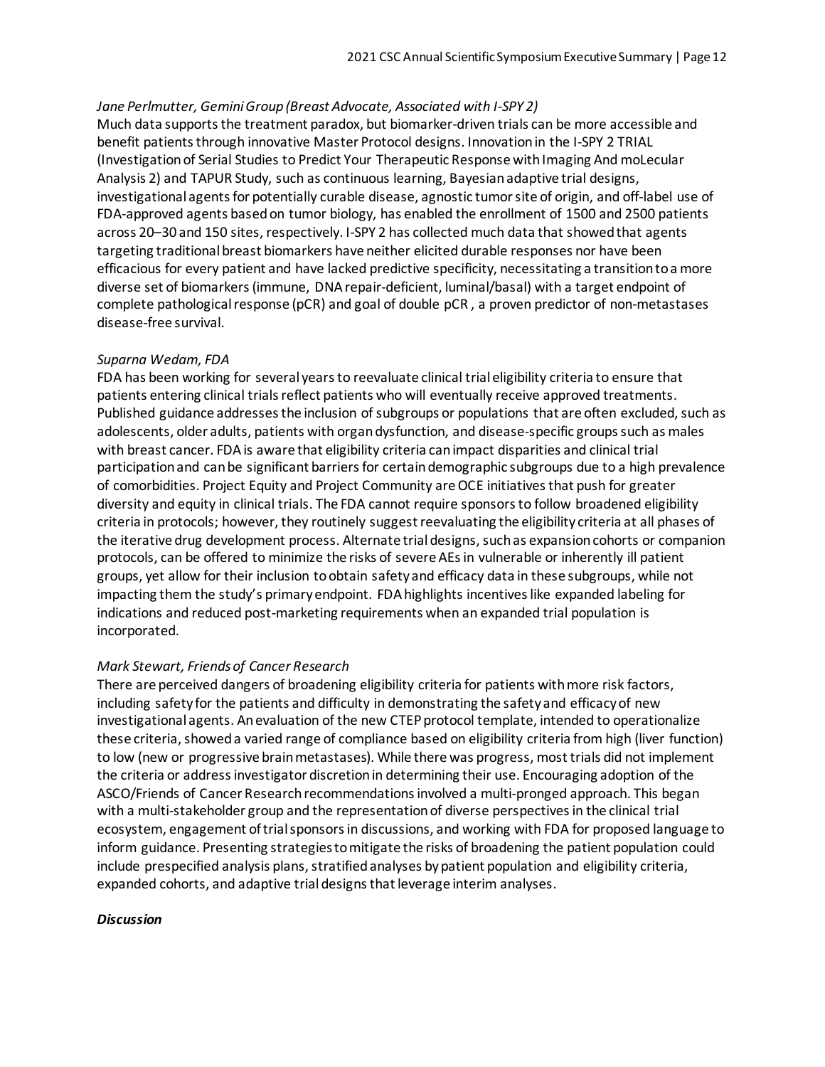*Jane Perlmutter, Gemini Group (Breast Advocate, Associated with I-SPY 2)*

Much data supports the treatment paradox, but biomarker-driven trials can be more accessible and benefit patients through innovative Master Protocol designs. Innovation in the I-SPY 2 TRIAL (Investigation of Serial Studies to Predict Your Therapeutic Response with Imaging And moLecular Analysis 2) and TAPUR Study, such as continuous learning, Bayesian adaptive trial designs, investigational agents for potentially curable disease, agnostic tumor site of origin, and off-label use of FDA-approved agents based on tumor biology, has enabled the enrollment of 1500 and 2500 patients across 20–30 and 150 sites, respectively. I-SPY 2 has collected much data that showed that agents targeting traditional breast biomarkers have neither elicited durable responses nor have been efficacious for every patient and have lacked predictive specificity, necessitating a transition to a more diverse set of biomarkers (immune, DNA repair-deficient, luminal/basal) with a target endpoint of complete pathological response (pCR) and goal of double pCR , a proven predictor of non-metastases disease-free survival.

*Suparna Wedam, FDA*

FDA has been working for several years to reevaluate clinical trial eligibility criteria to ensure that patients entering clinical trials reflect patients who will eventually receive approved treatments. Published guidance addresses the inclusion of subgroups or populations that are often excluded, such as adolescents, older adults, patients with organ dysfunction, and disease-specific groups such as males with breast cancer. FDA is aware that eligibility criteria can impact disparities and clinical trial participation and can be significant barriers for certain demographic subgroups due to a high prevalence of comorbidities. Project Equity and Project Community are OCE initiatives that push for greater diversity and equity in clinical trials. The FDA cannot require sponsors to follow broadened eligibility criteria in protocols; however, they routinely suggest reevaluating the eligibility criteria at all phases of the iterative drug development process. Alternate trial designs, such as expansion cohorts or companion protocols, can be offered to minimize the risks of severe AEs in vulnerable or inherently ill patient groups, yet allow for their inclusion to obtain safety and efficacy data in these subgroups, while not impacting them the study's primary endpoint. FDA highlights incentives like expanded labeling for indications and reduced post-marketing requirements when an expanded trial population is incorporated.

*Mark Stewart, Friends of Cancer Research*

There are perceived dangers of broadening eligibility criteria for patients with more risk factors, including safety for the patients and difficulty in demonstrating the safety and efficacy of new investigational agents. An evaluation of the new CTEP protocol template, intended to operationalize these criteria, showed a varied range of compliance based on eligibility criteria from high (liver function) to low (new or progressive brain metastases). While there was progress, most trials did not implement the criteria or address investigator discretion in determining their use. Encouraging adoption of the ASCO/Friends of Cancer Research recommendations involved a multi-pronged approach. This began with a multi-stakeholder group and the representation of diverse perspectives in the clinical trial ecosystem, engagement of trial sponsors in discussions, and working with FDA for proposed language to inform guidance. Presenting strategies to mitigate the risks of broadening the patient population could include prespecified analysis plans, stratified analyses by patient population and eligibility criteria, expanded cohorts, and adaptive trial designs that leverage interim analyses.

***Discussion***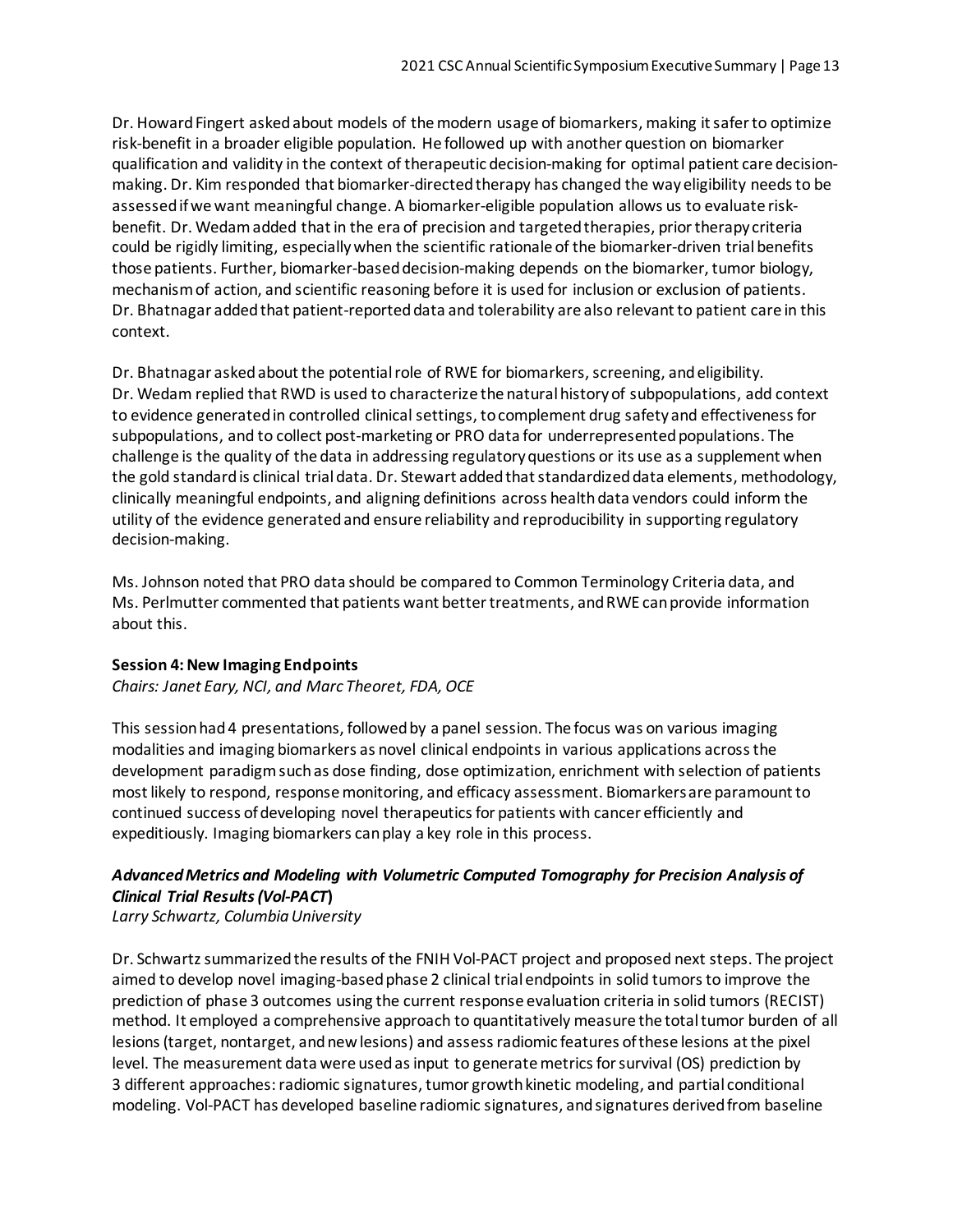Dr. Howard Fingert asked about models of the modern usage of biomarkers, making it safer to optimize risk-benefit in a broader eligible population. He followed up with another question on biomarker qualification and validity in the context of therapeutic decision-making for optimal patient care decision-making. Dr. Kim responded that biomarker-directed therapy has changed the way eligibility needs to be assessed if we want meaningful change. A biomarker-eligible population allows us to evaluate risk-benefit. Dr. Wedam added that in the era of precision and targeted therapies, prior therapy criteria could be rigidly limiting, especially when the scientific rationale of the biomarker-driven trial benefits those patients. Further, biomarker-based decision-making depends on the biomarker, tumor biology, mechanism of action, and scientific reasoning before it is used for inclusion or exclusion of patients. Dr. Bhatnagar added that patient-reported data and tolerability are also relevant to patient care in this context.

Dr. Bhatnagar asked about the potential role of RWE for biomarkers, screening, and eligibility. Dr. Wedam replied that RWD is used to characterize the natural history of subpopulations, add context to evidence generated in controlled clinical settings, to complement drug safety and effectiveness for subpopulations, and to collect post-marketing or PRO data for underrepresented populations. The challenge is the quality of the data in addressing regulatory questions or its use as a supplement when the gold standard is clinical trial data. Dr. Stewart added that standardized data elements, methodology, clinically meaningful endpoints, and aligning definitions across health data vendors could inform the utility of the evidence generated and ensure reliability and reproducibility in supporting regulatory decision-making.

Ms. Johnson noted that PRO data should be compared to Common Terminology Criteria data, and Ms. Perlmutter commented that patients want better treatments, and RWE can provide information about this.

**Session 4: New Imaging Endpoints**

*Chairs: Janet Eary, NCI, and Marc Theoret, FDA, OCE*

This session had 4 presentations, followed by a panel session. The focus was on various imaging modalities and imaging biomarkers as novel clinical endpoints in various applications across the development paradigm such as dose finding, dose optimization, enrichment with selection of patients most likely to respond, response monitoring, and efficacy assessment. Biomarkers are paramount to continued success of developing novel therapeutics for patients with cancer efficiently and expeditiously. Imaging biomarkers can play a key role in this process.

***Advanced Metrics and Modeling with Volumetric Computed Tomography for Precision Analysis of Clinical Trial Results (Vol-PACT)***

*Larry Schwartz, Columbia University*

Dr. Schwartz summarized the results of the FNIH Vol-PACT project and proposed next steps. The project aimed to develop novel imaging-based phase 2 clinical trial endpoints in solid tumors to improve the prediction of phase 3 outcomes using the current response evaluation criteria in solid tumors (RECIST) method. It employed a comprehensive approach to quantitatively measure the total tumor burden of all lesions (target, nontarget, and new lesions) and assess radiomic features of these lesions at the pixel level. The measurement data were used as input to generate metrics for survival (OS) prediction by 3 different approaches: radiomic signatures, tumor growth kinetic modeling, and partial conditional modeling. Vol-PACT has developed baseline radiomic signatures, and signatures derived from baseline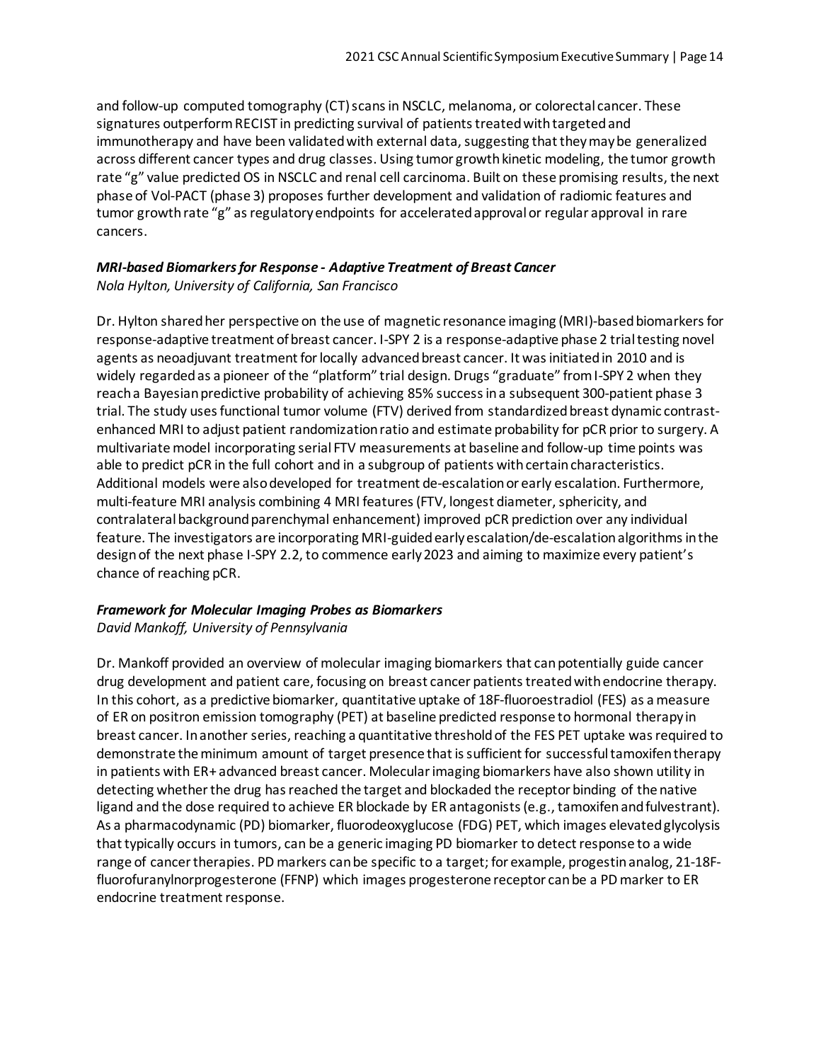and follow-up computed tomography (CT) scans in NSCLC, melanoma, or colorectal cancer. These signatures outperform RECIST in predicting survival of patients treated with targeted and immunotherapy and have been validated with external data, suggesting that they may be generalized across different cancer types and drug classes. Using tumor growth kinetic modeling, the tumor growth rate "g" value predicted OS in NSCLC and renal cell carcinoma. Built on these promising results, the next phase of Vol-PACT (phase 3) proposes further development and validation of radiomic features and tumor growth rate "g" as regulatory endpoints for accelerated approval or regular approval in rare cancers.

### *MRI-based Biomarkers for Response - Adaptive Treatment of Breast Cancer*

*Nola Hylton, University of California, San Francisco*

Dr. Hylton shared her perspective on the use of magnetic resonance imaging (MRI)-based biomarkers for response-adaptive treatment of breast cancer. I-SPY 2 is a response-adaptive phase 2 trial testing novel agents as neoadjuvant treatment for locally advanced breast cancer. It was initiated in 2010 and is widely regarded as a pioneer of the "platform" trial design. Drugs "graduate" from I-SPY 2 when they reach a Bayesian predictive probability of achieving 85% success in a subsequent 300-patient phase 3 trial. The study uses functional tumor volume (FTV) derived from standardized breast dynamic contrast-enhanced MRI to adjust patient randomization ratio and estimate probability for pCR prior to surgery. A multivariate model incorporating serial FTV measurements at baseline and follow-up time points was able to predict pCR in the full cohort and in a subgroup of patients with certain characteristics. Additional models were also developed for treatment de-escalation or early escalation. Furthermore, multi-feature MRI analysis combining 4 MRI features (FTV, longest diameter, sphericity, and contralateral background parenchymal enhancement) improved pCR prediction over any individual feature. The investigators are incorporating MRI-guided early escalation/de-escalation algorithms in the design of the next phase I-SPY 2.2, to commence early 2023 and aiming to maximize every patient's chance of reaching pCR.

### *Framework for Molecular Imaging Probes as Biomarkers*

*David Mankoff, University of Pennsylvania*

Dr. Mankoff provided an overview of molecular imaging biomarkers that can potentially guide cancer drug development and patient care, focusing on breast cancer patients treated with endocrine therapy. In this cohort, as a predictive biomarker, quantitative uptake of 18F-fluoroestradiol (FES) as a measure of ER on positron emission tomography (PET) at baseline predicted response to hormonal therapy in breast cancer. In another series, reaching a quantitative threshold of the FES PET uptake was required to demonstrate the minimum amount of target presence that is sufficient for successful tamoxifen therapy in patients with ER+ advanced breast cancer. Molecular imaging biomarkers have also shown utility in detecting whether the drug has reached the target and blockaded the receptor binding of the native ligand and the dose required to achieve ER blockade by ER antagonists (e.g., tamoxifen and fulvestrant). As a pharmacodynamic (PD) biomarker, fluorodeoxyglucose (FDG) PET, which images elevated glycolysis that typically occurs in tumors, can be a generic imaging PD biomarker to detect response to a wide range of cancer therapies. PD markers can be specific to a target; for example, progestin analog, 21-18F-fluorofuranylnorprogesterone (FFNP) which images progesterone receptor can be a PD marker to ER endocrine treatment response.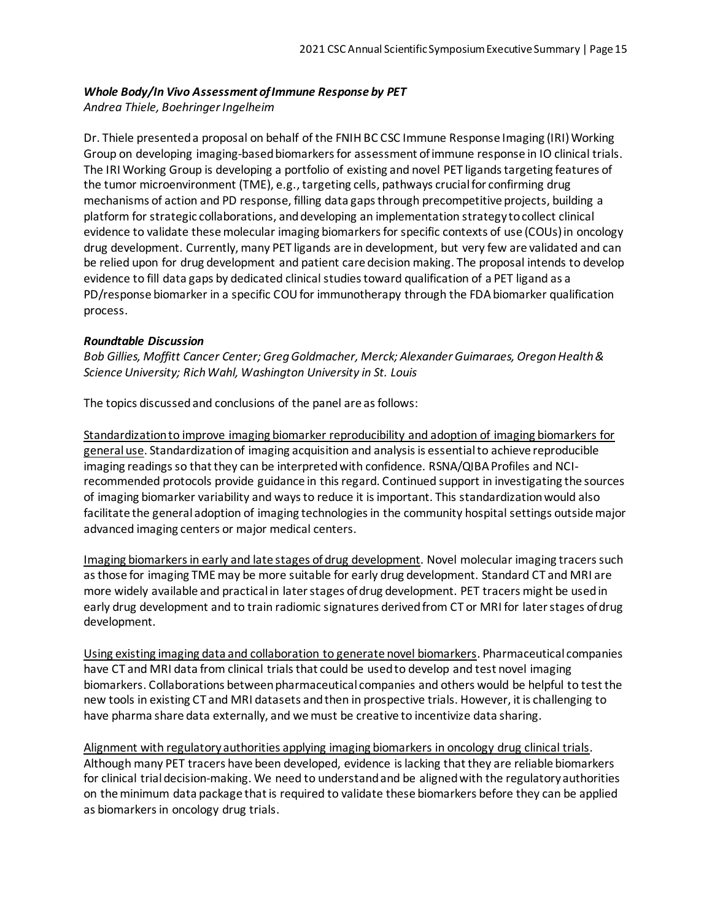### *Whole Body/In Vivo Assessment of Immune Response by PET*

*Andrea Thiele, Boehringer Ingelheim*

Dr. Thiele presented a proposal on behalf of the FNIH BC CSC Immune Response Imaging (IRI) Working Group on developing imaging-based biomarkers for assessment of immune response in IO clinical trials. The IRI Working Group is developing a portfolio of existing and novel PET ligands targeting features of the tumor microenvironment (TME), e.g., targeting cells, pathways crucial for confirming drug mechanisms of action and PD response, filling data gaps through precompetitive projects, building a platform for strategic collaborations, and developing an implementation strategy to collect clinical evidence to validate these molecular imaging biomarkers for specific contexts of use (COUs) in oncology drug development. Currently, many PET ligands are in development, but very few are validated and can be relied upon for drug development and patient care decision making. The proposal intends to develop evidence to fill data gaps by dedicated clinical studies toward qualification of a PET ligand as a PD/response biomarker in a specific COU for immunotherapy through the FDA biomarker qualification process.

### *Roundtable Discussion*

*Bob Gillies, Moffitt Cancer Center; Greg Goldmacher, Merck; Alexander Guimaraes, Oregon Health & Science University; Rich Wahl, Washington University in St. Louis*

The topics discussed and conclusions of the panel are as follows:

<u>Standardization to improve imaging biomarker reproducibility and adoption of imaging biomarkers for general use</u>. Standardization of imaging acquisition and analysis is essential to achieve reproducible imaging readings so that they can be interpreted with confidence. RSNA/QIBA Profiles and NCI-recommended protocols provide guidance in this regard. Continued support in investigating the sources of imaging biomarker variability and ways to reduce it is important. This standardization would also facilitate the general adoption of imaging technologies in the community hospital settings outside major advanced imaging centers or major medical centers.

<u>Imaging biomarkers in early and late stages of drug development</u>. Novel molecular imaging tracers such as those for imaging TME may be more suitable for early drug development. Standard CT and MRI are more widely available and practical in later stages of drug development. PET tracers might be used in early drug development and to train radiomic signatures derived from CT or MRI for later stages of drug development.

<u>Using existing imaging data and collaboration to generate novel biomarkers</u>. Pharmaceutical companies have CT and MRI data from clinical trials that could be used to develop and test novel imaging biomarkers. Collaborations between pharmaceutical companies and others would be helpful to test the new tools in existing CT and MRI datasets and then in prospective trials. However, it is challenging to have pharma share data externally, and we must be creative to incentivize data sharing.

<u>Alignment with regulatory authorities applying imaging biomarkers in oncology drug clinical trials</u>. Although many PET tracers have been developed, evidence is lacking that they are reliable biomarkers for clinical trial decision-making. We need to understand and be aligned with the regulatory authorities on the minimum data package that is required to validate these biomarkers before they can be applied as biomarkers in oncology drug trials.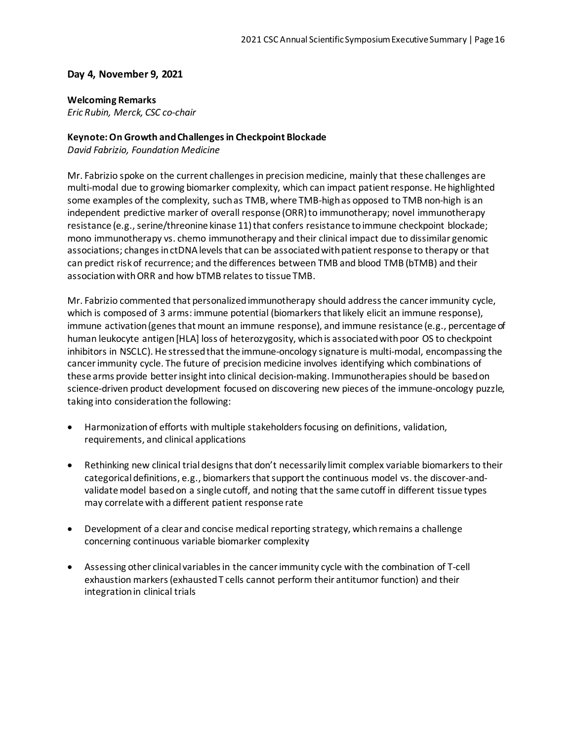## Day 4, November 9, 2021

### Welcoming Remarks

*Eric Rubin, Merck, CSC co-chair*

### Keynote: On Growth and Challenges in Checkpoint Blockade

*David Fabrizio, Foundation Medicine*

Mr. Fabrizio spoke on the current challenges in precision medicine, mainly that these challenges are multi-modal due to growing biomarker complexity, which can impact patient response. He highlighted some examples of the complexity, such as TMB, where TMB-high as opposed to TMB non-high is an independent predictive marker of overall response (ORR) to immunotherapy; novel immunotherapy resistance (e.g., serine/threonine kinase 11) that confers resistance to immune checkpoint blockade; mono immunotherapy vs. chemo immunotherapy and their clinical impact due to dissimilar genomic associations; changes in ctDNA levels that can be associated with patient response to therapy or that can predict risk of recurrence; and the differences between TMB and blood TMB (bTMB) and their association with ORR and how bTMB relates to tissue TMB.

Mr. Fabrizio commented that personalized immunotherapy should address the cancer immunity cycle, which is composed of 3 arms: immune potential (biomarkers that likely elicit an immune response), immune activation (genes that mount an immune response), and immune resistance (e.g., percentage of human leukocyte antigen [HLA] loss of heterozygosity, which is associated with poor OS to checkpoint inhibitors in NSCLC). He stressed that the immune-oncology signature is multi-modal, encompassing the cancer immunity cycle. The future of precision medicine involves identifying which combinations of these arms provide better insight into clinical decision-making. Immunotherapies should be based on science-driven product development focused on discovering new pieces of the immune-oncology puzzle, taking into consideration the following:

- Harmonization of efforts with multiple stakeholders focusing on definitions, validation, requirements, and clinical applications
- Rethinking new clinical trial designs that don't necessarily limit complex variable biomarkers to their categorical definitions, e.g., biomarkers that support the continuous model vs. the discover-and-validate model based on a single cutoff, and noting that the same cutoff in different tissue types may correlate with a different patient response rate
- Development of a clear and concise medical reporting strategy, which remains a challenge concerning continuous variable biomarker complexity
- Assessing other clinical variables in the cancer immunity cycle with the combination of T-cell exhaustion markers (exhausted T cells cannot perform their antitumor function) and their integration in clinical trials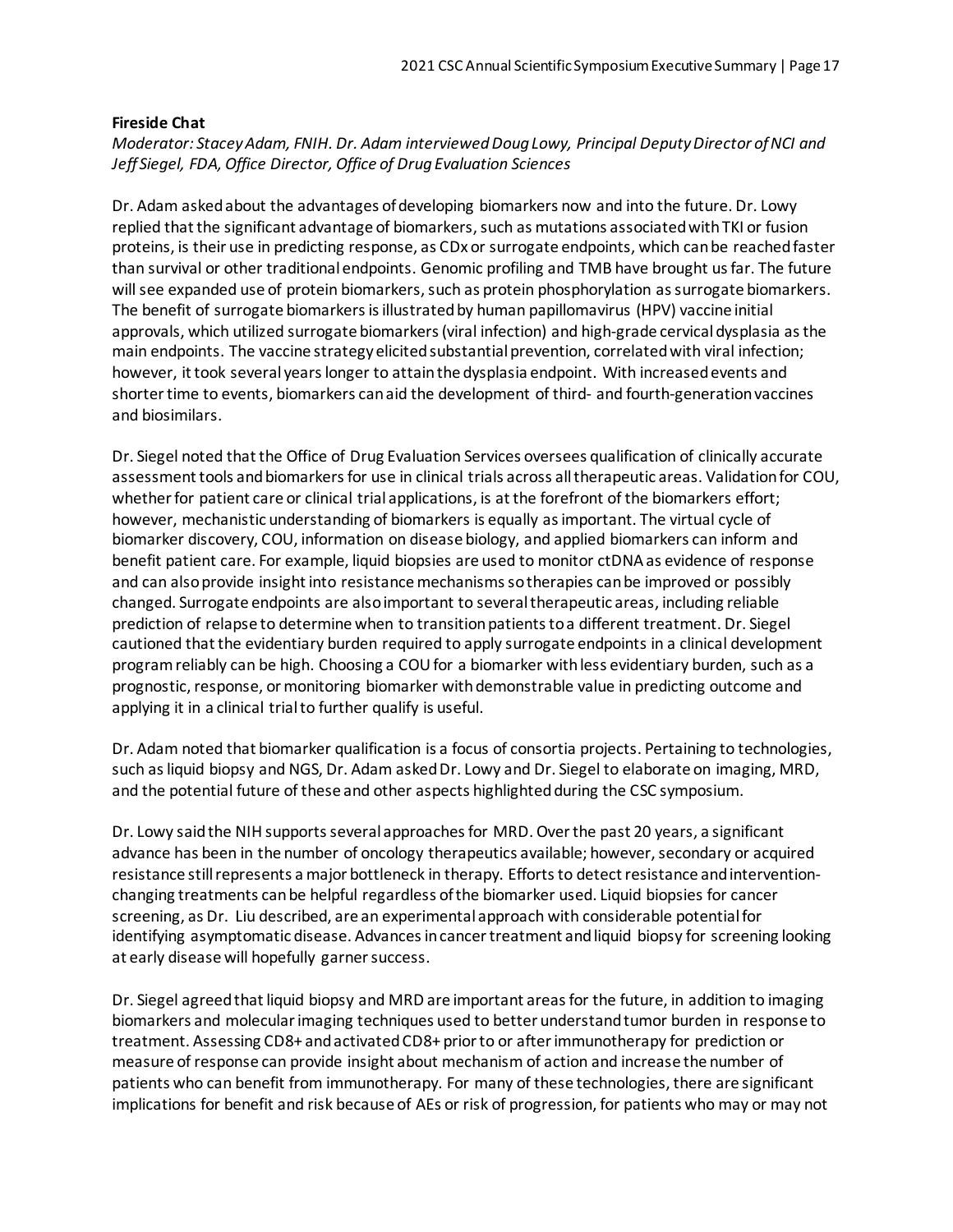**Fireside Chat**

*Moderator: Stacey Adam, FNIH. Dr. Adam interviewed Doug Lowy, Principal Deputy Director of NCI and Jeff Siegel, FDA, Office Director, Office of Drug Evaluation Sciences*

Dr. Adam asked about the advantages of developing biomarkers now and into the future. Dr. Lowy replied that the significant advantage of biomarkers, such as mutations associated with TKI or fusion proteins, is their use in predicting response, as CDx or surrogate endpoints, which can be reached faster than survival or other traditional endpoints. Genomic profiling and TMB have brought us far. The future will see expanded use of protein biomarkers, such as protein phosphorylation as surrogate biomarkers. The benefit of surrogate biomarkers is illustrated by human papillomavirus (HPV) vaccine initial approvals, which utilized surrogate biomarkers (viral infection) and high-grade cervical dysplasia as the main endpoints. The vaccine strategy elicited substantial prevention, correlated with viral infection; however, it took several years longer to attain the dysplasia endpoint. With increased events and shorter time to events, biomarkers can aid the development of third- and fourth-generation vaccines and biosimilars.

Dr. Siegel noted that the Office of Drug Evaluation Services oversees qualification of clinically accurate assessment tools and biomarkers for use in clinical trials across all therapeutic areas. Validation for COU, whether for patient care or clinical trial applications, is at the forefront of the biomarkers effort; however, mechanistic understanding of biomarkers is equally as important. The virtual cycle of biomarker discovery, COU, information on disease biology, and applied biomarkers can inform and benefit patient care. For example, liquid biopsies are used to monitor ctDNA as evidence of response and can also provide insight into resistance mechanisms so therapies can be improved or possibly changed. Surrogate endpoints are also important to several therapeutic areas, including reliable prediction of relapse to determine when to transition patients to a different treatment. Dr. Siegel cautioned that the evidentiary burden required to apply surrogate endpoints in a clinical development program reliably can be high. Choosing a COU for a biomarker with less evidentiary burden, such as a prognostic, response, or monitoring biomarker with demonstrable value in predicting outcome and applying it in a clinical trial to further qualify is useful.

Dr. Adam noted that biomarker qualification is a focus of consortia projects. Pertaining to technologies, such as liquid biopsy and NGS, Dr. Adam asked Dr. Lowy and Dr. Siegel to elaborate on imaging, MRD, and the potential future of these and other aspects highlighted during the CSC symposium.

Dr. Lowy said the NIH supports several approaches for MRD. Over the past 20 years, a significant advance has been in the number of oncology therapeutics available; however, secondary or acquired resistance still represents a major bottleneck in therapy. Efforts to detect resistance and intervention-changing treatments can be helpful regardless of the biomarker used. Liquid biopsies for cancer screening, as Dr. Liu described, are an experimental approach with considerable potential for identifying asymptomatic disease. Advances in cancer treatment and liquid biopsy for screening looking at early disease will hopefully garner success.

Dr. Siegel agreed that liquid biopsy and MRD are important areas for the future, in addition to imaging biomarkers and molecular imaging techniques used to better understand tumor burden in response to treatment. Assessing CD8+ and activated CD8+ prior to or after immunotherapy for prediction or measure of response can provide insight about mechanism of action and increase the number of patients who can benefit from immunotherapy. For many of these technologies, there are significant implications for benefit and risk because of AEs or risk of progression, for patients who may or may not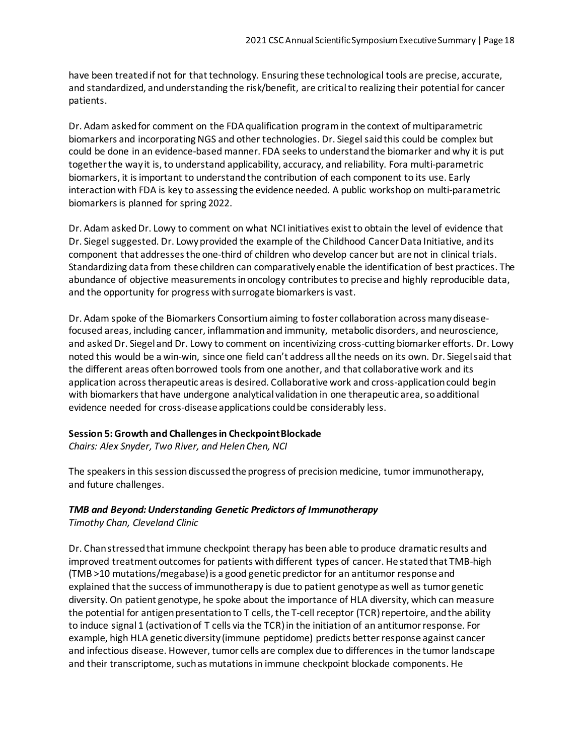have been treated if not for that technology. Ensuring these technological tools are precise, accurate, and standardized, and understanding the risk/benefit, are critical to realizing their potential for cancer patients.

Dr. Adam asked for comment on the FDA qualification program in the context of multiparametric biomarkers and incorporating NGS and other technologies. Dr. Siegel said this could be complex but could be done in an evidence-based manner. FDA seeks to understand the biomarker and why it is put together the way it is, to understand applicability, accuracy, and reliability. Fora multi-parametric biomarkers, it is important to understand the contribution of each component to its use. Early interaction with FDA is key to assessing the evidence needed. A public workshop on multi-parametric biomarkers is planned for spring 2022.

Dr. Adam asked Dr. Lowy to comment on what NCI initiatives exist to obtain the level of evidence that Dr. Siegel suggested. Dr. Lowy provided the example of the Childhood Cancer Data Initiative, and its component that addresses the one-third of children who develop cancer but are not in clinical trials. Standardizing data from these children can comparatively enable the identification of best practices. The abundance of objective measurements in oncology contributes to precise and highly reproducible data, and the opportunity for progress with surrogate biomarkers is vast.

Dr. Adam spoke of the Biomarkers Consortium aiming to foster collaboration across many disease-focused areas, including cancer, inflammation and immunity, metabolic disorders, and neuroscience, and asked Dr. Siegel and Dr. Lowy to comment on incentivizing cross-cutting biomarker efforts. Dr. Lowy noted this would be a win-win, since one field can't address all the needs on its own. Dr. Siegel said that the different areas often borrowed tools from one another, and that collaborative work and its application across therapeutic areas is desired. Collaborative work and cross-application could begin with biomarkers that have undergone analytical validation in one therapeutic area, so additional evidence needed for cross-disease applications could be considerably less.

**Session 5: Growth and Challenges in Checkpoint Blockade**

*Chairs: Alex Snyder, Two River, and Helen Chen, NCI*

The speakers in this session discussed the progress of precision medicine, tumor immunotherapy, and future challenges.

***TMB and Beyond: Understanding Genetic Predictors of Immunotherapy***

*Timothy Chan, Cleveland Clinic*

Dr. Chan stressed that immune checkpoint therapy has been able to produce dramatic results and improved treatment outcomes for patients with different types of cancer. He stated that TMB-high (TMB >10 mutations/megabase) is a good genetic predictor for an antitumor response and explained that the success of immunotherapy is due to patient genotype as well as tumor genetic diversity. On patient genotype, he spoke about the importance of HLA diversity, which can measure the potential for antigen presentation to T cells, the T-cell receptor (TCR) repertoire, and the ability to induce signal 1 (activation of T cells via the TCR) in the initiation of an antitumor response. For example, high HLA genetic diversity (immune peptidome) predicts better response against cancer and infectious disease. However, tumor cells are complex due to differences in the tumor landscape and their transcriptome, such as mutations in immune checkpoint blockade components. He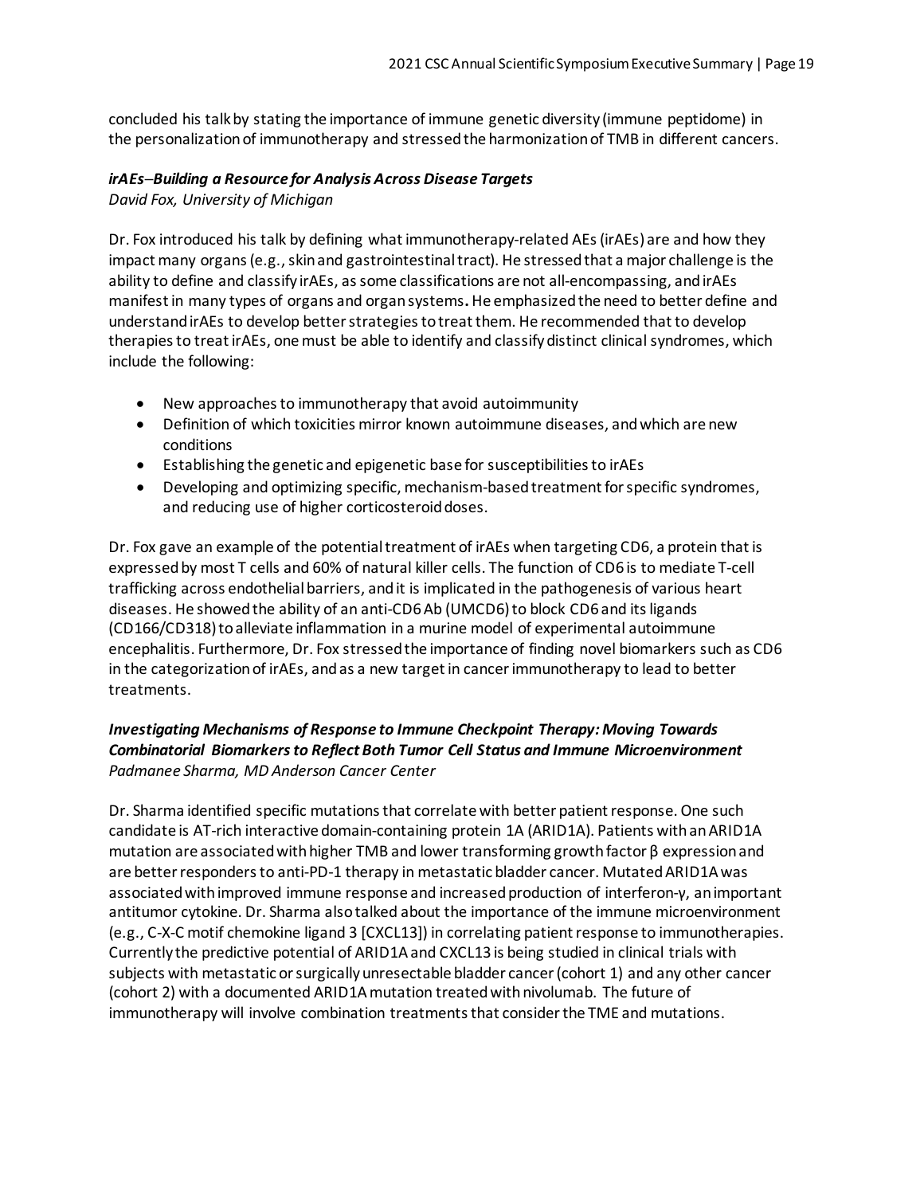concluded his talk by stating the importance of immune genetic diversity (immune peptidome) in the personalization of immunotherapy and stressed the harmonization of TMB in different cancers.

### *irAEs–Building a Resource for Analysis Across Disease Targets*

*David Fox, University of Michigan*

Dr. Fox introduced his talk by defining what immunotherapy-related AEs (irAEs) are and how they impact many organs (e.g., skin and gastrointestinal tract). He stressed that a major challenge is the ability to define and classify irAEs, as some classifications are not all-encompassing, and irAEs manifest in many types of organs and organ systems**.** He emphasized the need to better define and understand irAEs to develop better strategies to treat them. He recommended that to develop therapies to treat irAEs, one must be able to identify and classify distinct clinical syndromes, which include the following:

- New approaches to immunotherapy that avoid autoimmunity
- Definition of which toxicities mirror known autoimmune diseases, and which are new conditions
- Establishing the genetic and epigenetic base for susceptibilities to irAEs
- Developing and optimizing specific, mechanism-based treatment for specific syndromes, and reducing use of higher corticosteroid doses.

Dr. Fox gave an example of the potential treatment of irAEs when targeting CD6, a protein that is expressed by most T cells and 60% of natural killer cells. The function of CD6 is to mediate T-cell trafficking across endothelial barriers, and it is implicated in the pathogenesis of various heart diseases. He showed the ability of an anti-CD6 Ab (UMCD6) to block CD6 and its ligands (CD166/CD318) to alleviate inflammation in a murine model of experimental autoimmune encephalitis. Furthermore, Dr. Fox stressed the importance of finding novel biomarkers such as CD6 in the categorization of irAEs, and as a new target in cancer immunotherapy to lead to better treatments.

### *Investigating Mechanisms of Response to Immune Checkpoint Therapy: Moving Towards Combinatorial Biomarkers to Reflect Both Tumor Cell Status and Immune Microenvironment*

*Padmanee Sharma, MD Anderson Cancer Center*

Dr. Sharma identified specific mutations that correlate with better patient response. One such candidate is AT-rich interactive domain-containing protein 1A (ARID1A). Patients with an ARID1A mutation are associated with higher TMB and lower transforming growth factor β expression and are better responders to anti-PD-1 therapy in metastatic bladder cancer. Mutated ARID1A was associated with improved immune response and increased production of interferon-γ, an important antitumor cytokine. Dr. Sharma also talked about the importance of the immune microenvironment (e.g., C-X-C motif chemokine ligand 3 [CXCL13]) in correlating patient response to immunotherapies. Currently the predictive potential of ARID1A and CXCL13 is being studied in clinical trials with subjects with metastatic or surgically unresectable bladder cancer (cohort 1) and any other cancer (cohort 2) with a documented ARID1A mutation treated with nivolumab. The future of immunotherapy will involve combination treatments that consider the TME and mutations.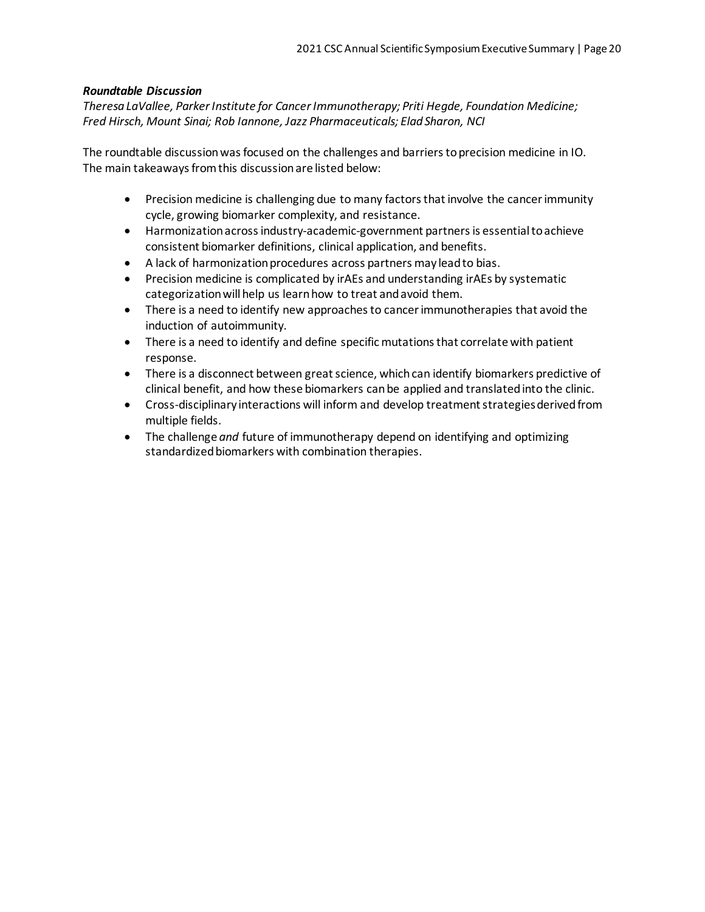### ***Roundtable Discussion***

*Theresa LaVallee, Parker Institute for Cancer Immunotherapy; Priti Hegde, Foundation Medicine; Fred Hirsch, Mount Sinai; Rob Iannone, Jazz Pharmaceuticals; Elad Sharon, NCI*

The roundtable discussion was focused on the challenges and barriers to precision medicine in IO. The main takeaways from this discussion are listed below:

- Precision medicine is challenging due to many factors that involve the cancer immunity cycle, growing biomarker complexity, and resistance.
- Harmonization across industry-academic-government partners is essential to achieve consistent biomarker definitions, clinical application, and benefits.
- A lack of harmonization procedures across partners may lead to bias.
- Precision medicine is complicated by irAEs and understanding irAEs by systematic categorization will help us learn how to treat and avoid them.
- There is a need to identify new approaches to cancer immunotherapies that avoid the induction of autoimmunity.
- There is a need to identify and define specific mutations that correlate with patient response.
- There is a disconnect between great science, which can identify biomarkers predictive of clinical benefit, and how these biomarkers can be applied and translated into the clinic.
- Cross-disciplinary interactions will inform and develop treatment strategies derived from multiple fields.
- The challenge *and* future of immunotherapy depend on identifying and optimizing standardized biomarkers with combination therapies.